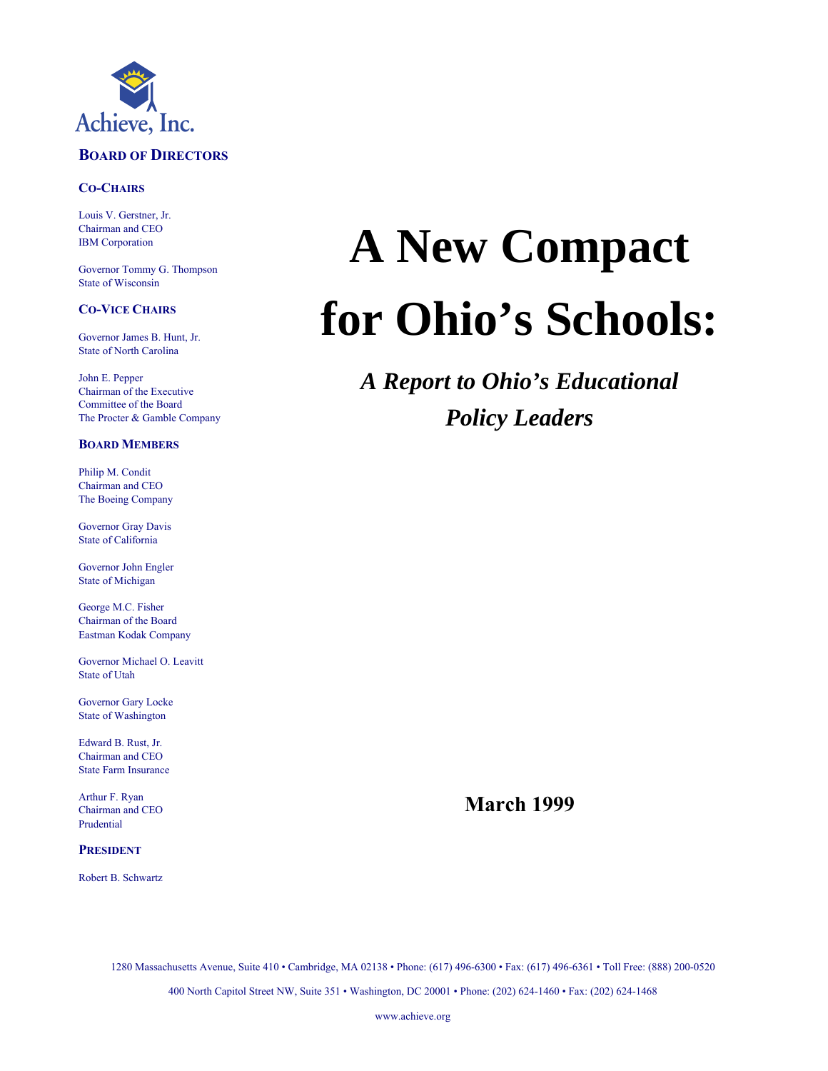Achieve, Inc.

**BOARD OF DIRECTORS**

**CO-CHAIRS**

Louis V. Gerstner, Jr.
Chairman and CEO
IBM Corporation

Governor Tommy G. Thompson
State of Wisconsin

**CO-VICE CHAIRS**

Governor James B. Hunt, Jr.
State of North Carolina

John E. Pepper
Chairman of the Executive Committee of the Board
The Procter & Gamble Company

**BOARD MEMBERS**

Philip M. Condit
Chairman and CEO
The Boeing Company

Governor Gray Davis
State of California

Governor John Engler
State of Michigan

George M.C. Fisher
Chairman of the Board
Eastman Kodak Company

Governor Michael O. Leavitt
State of Utah

Governor Gary Locke
State of Washington

Edward B. Rust, Jr.
Chairman and CEO
State Farm Insurance

Arthur F. Ryan
Chairman and CEO
Prudential

**PRESIDENT**

Robert B. Schwartz

# A New Compact for Ohio's Schools:

## *A Report to Ohio's Educational Policy Leaders*

**March 1999**

1280 Massachusetts Avenue, Suite 410 • Cambridge, MA 02138 • Phone: (617) 496-6300 • Fax: (617) 496-6361 • Toll Free: (888) 200-0520

400 North Capitol Street NW, Suite 351 • Washington, DC 20001 • Phone: (202) 624-1460 • Fax: (202) 624-1468

www.achieve.org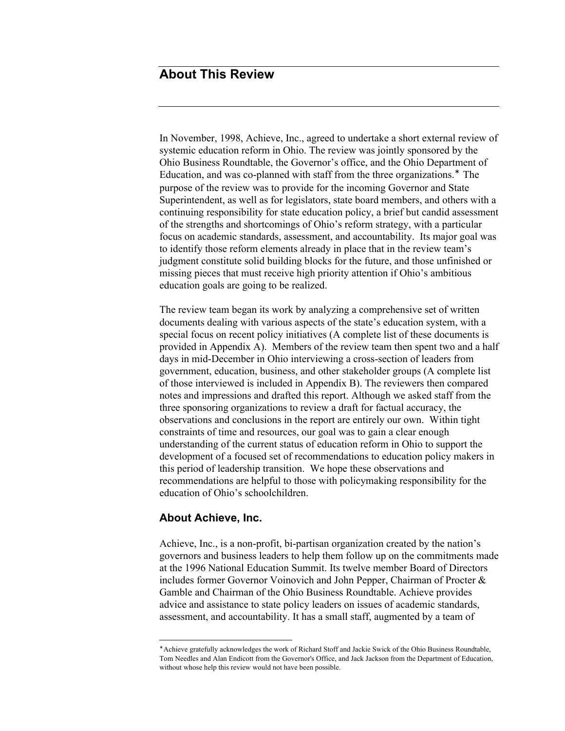## About This Review

In November, 1998, Achieve, Inc., agreed to undertake a short external review of systemic education reform in Ohio. The review was jointly sponsored by the Ohio Business Roundtable, the Governor's office, and the Ohio Department of Education, and was co-planned with staff from the three organizations.* The purpose of the review was to provide for the incoming Governor and State Superintendent, as well as for legislators, state board members, and others with a continuing responsibility for state education policy, a brief but candid assessment of the strengths and shortcomings of Ohio's reform strategy, with a particular focus on academic standards, assessment, and accountability. Its major goal was to identify those reform elements already in place that in the review team's judgment constitute solid building blocks for the future, and those unfinished or missing pieces that must receive high priority attention if Ohio's ambitious education goals are going to be realized.

The review team began its work by analyzing a comprehensive set of written documents dealing with various aspects of the state's education system, with a special focus on recent policy initiatives (A complete list of these documents is provided in Appendix A). Members of the review team then spent two and a half days in mid-December in Ohio interviewing a cross-section of leaders from government, education, business, and other stakeholder groups (A complete list of those interviewed is included in Appendix B). The reviewers then compared notes and impressions and drafted this report. Although we asked staff from the three sponsoring organizations to review a draft for factual accuracy, the observations and conclusions in the report are entirely our own. Within tight constraints of time and resources, our goal was to gain a clear enough understanding of the current status of education reform in Ohio to support the development of a focused set of recommendations to education policy makers in this period of leadership transition. We hope these observations and recommendations are helpful to those with policymaking responsibility for the education of Ohio's schoolchildren.

### About Achieve, Inc.

Achieve, Inc., is a non-profit, bi-partisan organization created by the nation's governors and business leaders to help them follow up on the commitments made at the 1996 National Education Summit. Its twelve member Board of Directors includes former Governor Voinovich and John Pepper, Chairman of Procter & Gamble and Chairman of the Ohio Business Roundtable. Achieve provides advice and assistance to state policy leaders on issues of academic standards, assessment, and accountability. It has a small staff, augmented by a team of

---

* Achieve gratefully acknowledges the work of Richard Stoff and Jackie Swick of the Ohio Business Roundtable, Tom Needles and Alan Endicott from the Governor's Office, and Jack Jackson from the Department of Education, without whose help this review would not have been possible.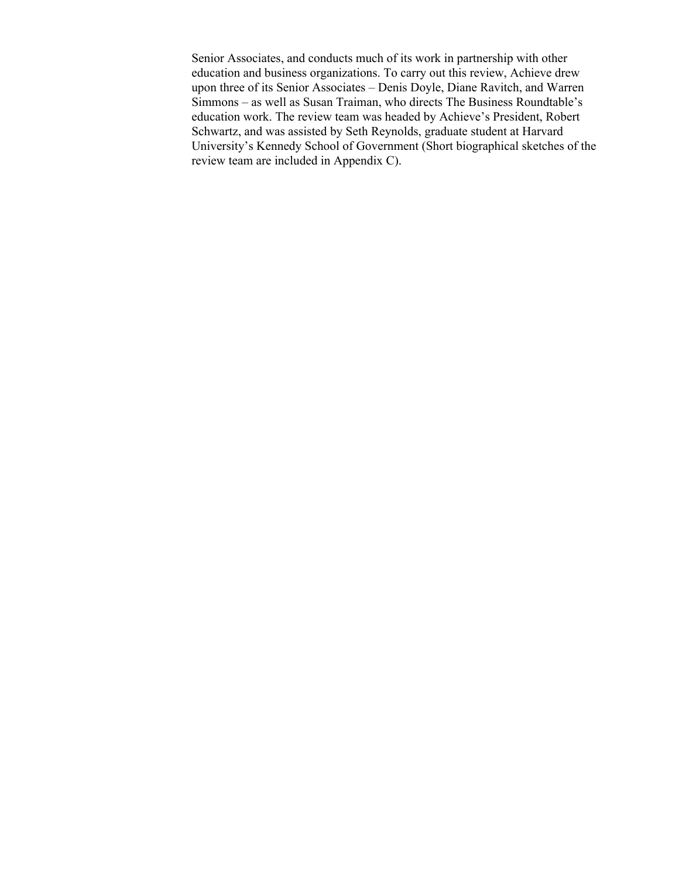Senior Associates, and conducts much of its work in partnership with other education and business organizations. To carry out this review, Achieve drew upon three of its Senior Associates – Denis Doyle, Diane Ravitch, and Warren Simmons – as well as Susan Traiman, who directs The Business Roundtable's education work. The review team was headed by Achieve's President, Robert Schwartz, and was assisted by Seth Reynolds, graduate student at Harvard University's Kennedy School of Government (Short biographical sketches of the review team are included in Appendix C).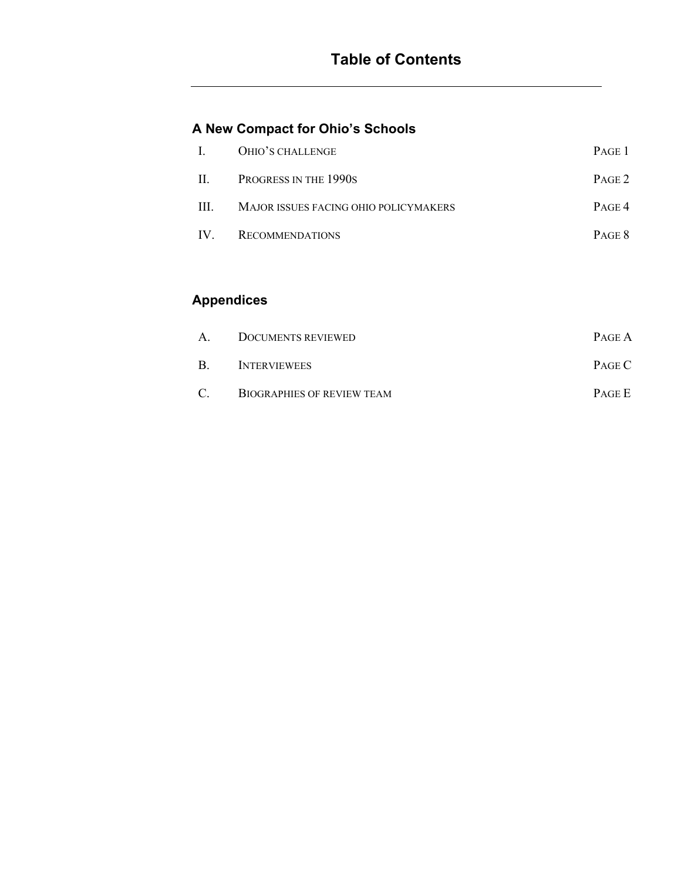# Table of Contents

## A New Compact for Ohio's Schools

| | | |
|---|---|---|
| I. | OHIO'S CHALLENGE | PAGE 1 |
| II. | PROGRESS IN THE 1990S | PAGE 2 |
| III. | MAJOR ISSUES FACING OHIO POLICYMAKERS | PAGE 4 |
| IV. | RECOMMENDATIONS | PAGE 8 |

## Appendices

| | | |
|---|---|---|
| A. | DOCUMENTS REVIEWED | PAGE A |
| B. | INTERVIEWEES | PAGE C |
| C. | BIOGRAPHIES OF REVIEW TEAM | PAGE E |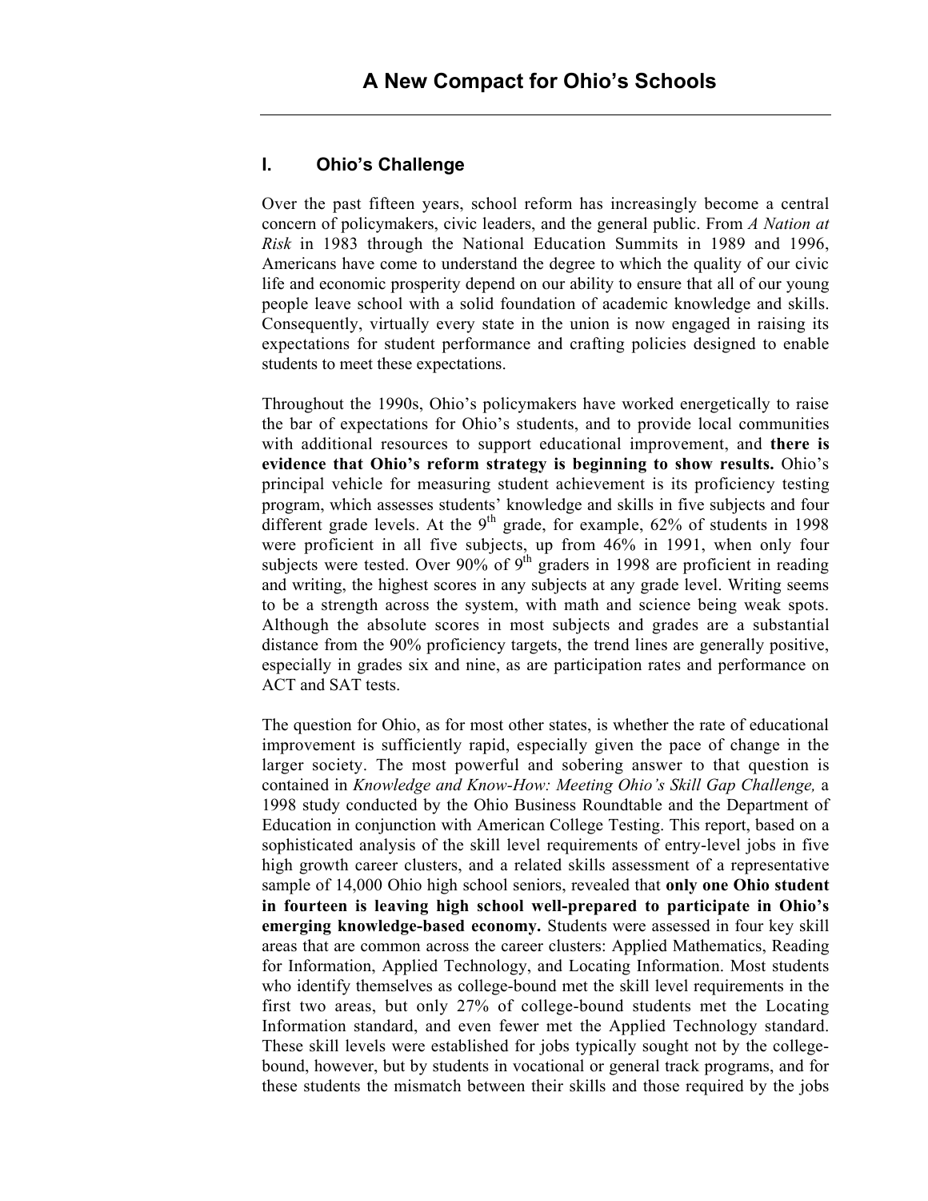# A New Compact for Ohio's Schools

## I. Ohio's Challenge

Over the past fifteen years, school reform has increasingly become a central concern of policymakers, civic leaders, and the general public. From *A Nation at Risk* in 1983 through the National Education Summits in 1989 and 1996, Americans have come to understand the degree to which the quality of our civic life and economic prosperity depend on our ability to ensure that all of our young people leave school with a solid foundation of academic knowledge and skills. Consequently, virtually every state in the union is now engaged in raising its expectations for student performance and crafting policies designed to enable students to meet these expectations.

Throughout the 1990s, Ohio's policymakers have worked energetically to raise the bar of expectations for Ohio's students, and to provide local communities with additional resources to support educational improvement, and **there is evidence that Ohio's reform strategy is beginning to show results.** Ohio's principal vehicle for measuring student achievement is its proficiency testing program, which assesses students' knowledge and skills in five subjects and four different grade levels. At the 9th grade, for example, 62% of students in 1998 were proficient in all five subjects, up from 46% in 1991, when only four subjects were tested. Over 90% of 9th graders in 1998 are proficient in reading and writing, the highest scores in any subjects at any grade level. Writing seems to be a strength across the system, with math and science being weak spots. Although the absolute scores in most subjects and grades are a substantial distance from the 90% proficiency targets, the trend lines are generally positive, especially in grades six and nine, as are participation rates and performance on ACT and SAT tests.

The question for Ohio, as for most other states, is whether the rate of educational improvement is sufficiently rapid, especially given the pace of change in the larger society. The most powerful and sobering answer to that question is contained in *Knowledge and Know-How: Meeting Ohio's Skill Gap Challenge,* a 1998 study conducted by the Ohio Business Roundtable and the Department of Education in conjunction with American College Testing. This report, based on a sophisticated analysis of the skill level requirements of entry-level jobs in five high growth career clusters, and a related skills assessment of a representative sample of 14,000 Ohio high school seniors, revealed that **only one Ohio student in fourteen is leaving high school well-prepared to participate in Ohio's emerging knowledge-based economy.** Students were assessed in four key skill areas that are common across the career clusters: Applied Mathematics, Reading for Information, Applied Technology, and Locating Information. Most students who identify themselves as college-bound met the skill level requirements in the first two areas, but only 27% of college-bound students met the Locating Information standard, and even fewer met the Applied Technology standard. These skill levels were established for jobs typically sought not by the college-bound, however, but by students in vocational or general track programs, and for these students the mismatch between their skills and those required by the jobs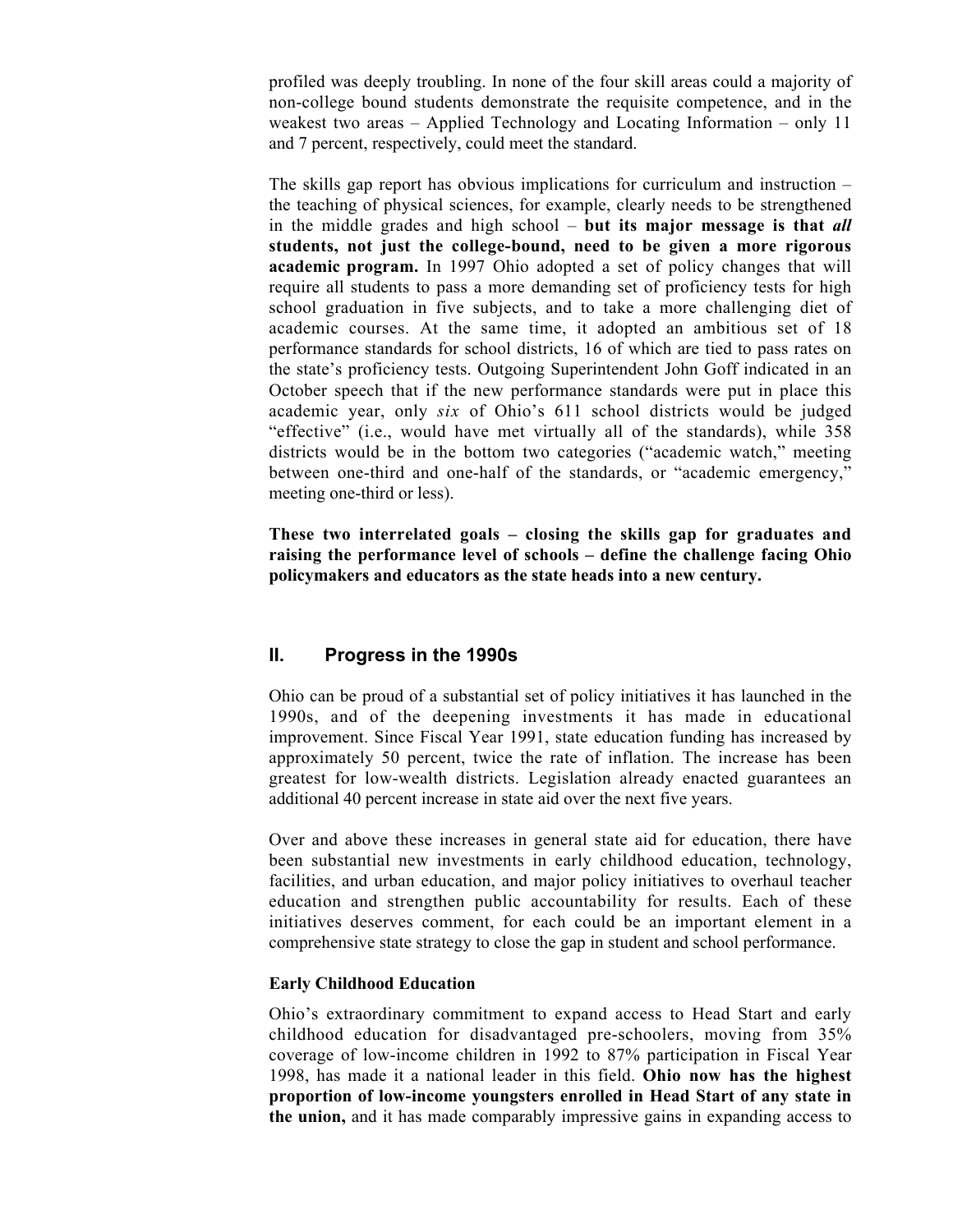profiled was deeply troubling. In none of the four skill areas could a majority of non-college bound students demonstrate the requisite competence, and in the weakest two areas – Applied Technology and Locating Information – only 11 and 7 percent, respectively, could meet the standard.

The skills gap report has obvious implications for curriculum and instruction – the teaching of physical sciences, for example, clearly needs to be strengthened in the middle grades and high school – **but its major message is that *all* students, not just the college-bound, need to be given a more rigorous academic program.** In 1997 Ohio adopted a set of policy changes that will require all students to pass a more demanding set of proficiency tests for high school graduation in five subjects, and to take a more challenging diet of academic courses. At the same time, it adopted an ambitious set of 18 performance standards for school districts, 16 of which are tied to pass rates on the state's proficiency tests. Outgoing Superintendent John Goff indicated in an October speech that if the new performance standards were put in place this academic year, only *six* of Ohio's 611 school districts would be judged "effective" (i.e., would have met virtually all of the standards), while 358 districts would be in the bottom two categories ("academic watch," meeting between one-third and one-half of the standards, or "academic emergency," meeting one-third or less).

**These two interrelated goals – closing the skills gap for graduates and raising the performance level of schools – define the challenge facing Ohio policymakers and educators as the state heads into a new century.**

## II. Progress in the 1990s

Ohio can be proud of a substantial set of policy initiatives it has launched in the 1990s, and of the deepening investments it has made in educational improvement. Since Fiscal Year 1991, state education funding has increased by approximately 50 percent, twice the rate of inflation. The increase has been greatest for low-wealth districts. Legislation already enacted guarantees an additional 40 percent increase in state aid over the next five years.

Over and above these increases in general state aid for education, there have been substantial new investments in early childhood education, technology, facilities, and urban education, and major policy initiatives to overhaul teacher education and strengthen public accountability for results. Each of these initiatives deserves comment, for each could be an important element in a comprehensive state strategy to close the gap in student and school performance.

### Early Childhood Education

Ohio's extraordinary commitment to expand access to Head Start and early childhood education for disadvantaged pre-schoolers, moving from 35% coverage of low-income children in 1992 to 87% participation in Fiscal Year 1998, has made it a national leader in this field. **Ohio now has the highest proportion of low-income youngsters enrolled in Head Start of any state in the union,** and it has made comparably impressive gains in expanding access to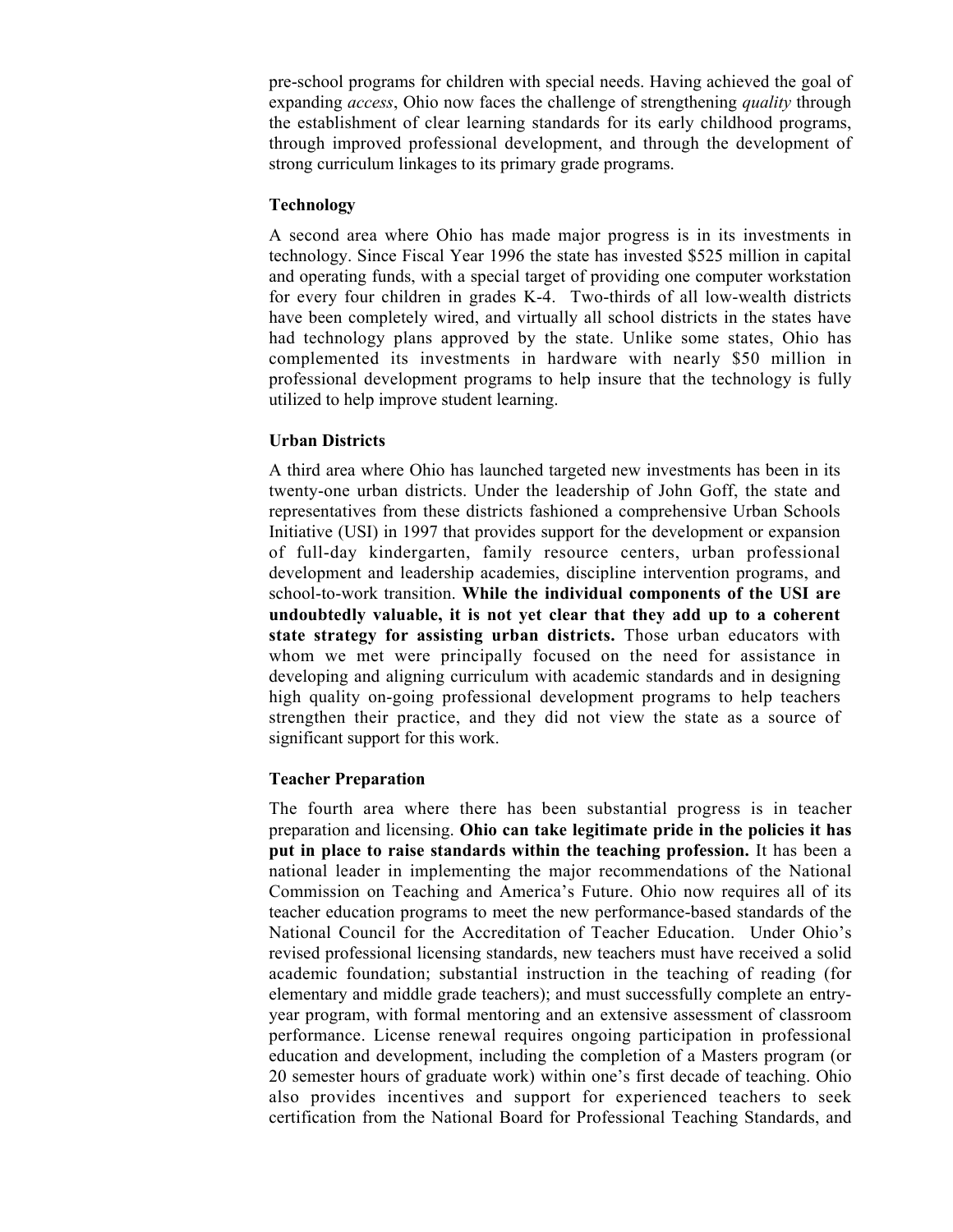pre-school programs for children with special needs. Having achieved the goal of expanding *access*, Ohio now faces the challenge of strengthening *quality* through the establishment of clear learning standards for its early childhood programs, through improved professional development, and through the development of strong curriculum linkages to its primary grade programs.

### Technology

A second area where Ohio has made major progress is in its investments in technology. Since Fiscal Year 1996 the state has invested $525 million in capital and operating funds, with a special target of providing one computer workstation for every four children in grades K-4. Two-thirds of all low-wealth districts have been completely wired, and virtually all school districts in the states have had technology plans approved by the state. Unlike some states, Ohio has complemented its investments in hardware with nearly $50 million in professional development programs to help insure that the technology is fully utilized to help improve student learning.

### Urban Districts

A third area where Ohio has launched targeted new investments has been in its twenty-one urban districts. Under the leadership of John Goff, the state and representatives from these districts fashioned a comprehensive Urban Schools Initiative (USI) in 1997 that provides support for the development or expansion of full-day kindergarten, family resource centers, urban professional development and leadership academies, discipline intervention programs, and school-to-work transition. **While the individual components of the USI are undoubtedly valuable, it is not yet clear that they add up to a coherent state strategy for assisting urban districts.** Those urban educators with whom we met were principally focused on the need for assistance in developing and aligning curriculum with academic standards and in designing high quality on-going professional development programs to help teachers strengthen their practice, and they did not view the state as a source of significant support for this work.

### Teacher Preparation

The fourth area where there has been substantial progress is in teacher preparation and licensing. **Ohio can take legitimate pride in the policies it has put in place to raise standards within the teaching profession.** It has been a national leader in implementing the major recommendations of the National Commission on Teaching and America's Future. Ohio now requires all of its teacher education programs to meet the new performance-based standards of the National Council for the Accreditation of Teacher Education. Under Ohio's revised professional licensing standards, new teachers must have received a solid academic foundation; substantial instruction in the teaching of reading (for elementary and middle grade teachers); and must successfully complete an entry-year program, with formal mentoring and an extensive assessment of classroom performance. License renewal requires ongoing participation in professional education and development, including the completion of a Masters program (or 20 semester hours of graduate work) within one's first decade of teaching. Ohio also provides incentives and support for experienced teachers to seek certification from the National Board for Professional Teaching Standards, and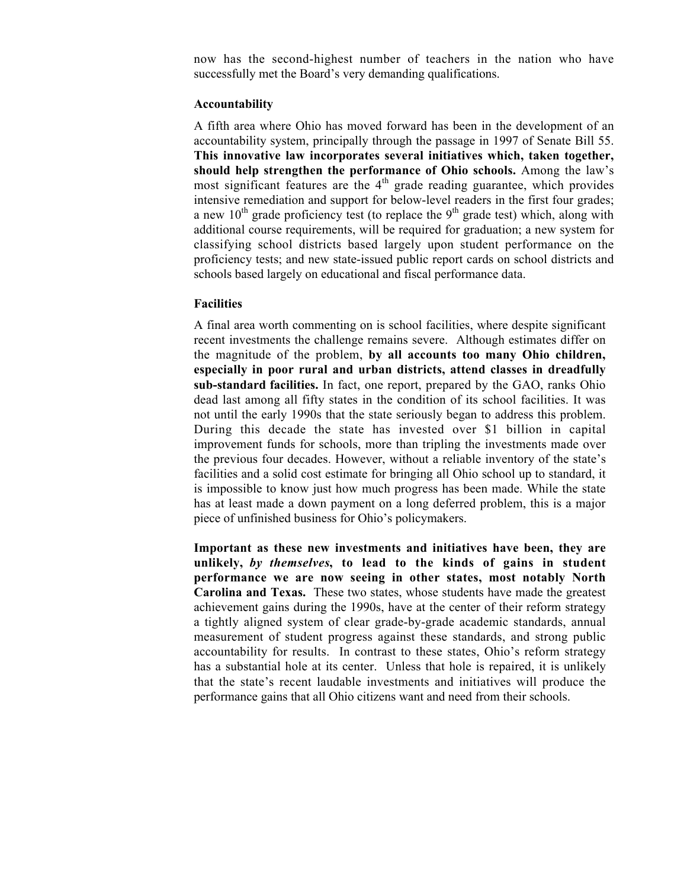now has the second-highest number of teachers in the nation who have successfully met the Board's very demanding qualifications.

**Accountability**

A fifth area where Ohio has moved forward has been in the development of an accountability system, principally through the passage in 1997 of Senate Bill 55. **This innovative law incorporates several initiatives which, taken together, should help strengthen the performance of Ohio schools.** Among the law's most significant features are the 4th grade reading guarantee, which provides intensive remediation and support for below-level readers in the first four grades; a new 10th grade proficiency test (to replace the 9th grade test) which, along with additional course requirements, will be required for graduation; a new system for classifying school districts based largely upon student performance on the proficiency tests; and new state-issued public report cards on school districts and schools based largely on educational and fiscal performance data.

**Facilities**

A final area worth commenting on is school facilities, where despite significant recent investments the challenge remains severe. Although estimates differ on the magnitude of the problem, **by all accounts too many Ohio children, especially in poor rural and urban districts, attend classes in dreadfully sub-standard facilities.** In fact, one report, prepared by the GAO, ranks Ohio dead last among all fifty states in the condition of its school facilities. It was not until the early 1990s that the state seriously began to address this problem. During this decade the state has invested over $1 billion in capital improvement funds for schools, more than tripling the investments made over the previous four decades. However, without a reliable inventory of the state's facilities and a solid cost estimate for bringing all Ohio school up to standard, it is impossible to know just how much progress has been made. While the state has at least made a down payment on a long deferred problem, this is a major piece of unfinished business for Ohio's policymakers.

**Important as these new investments and initiatives have been, they are unlikely, *by themselves*, to lead to the kinds of gains in student performance we are now seeing in other states, most notably North Carolina and Texas.** These two states, whose students have made the greatest achievement gains during the 1990s, have at the center of their reform strategy a tightly aligned system of clear grade-by-grade academic standards, annual measurement of student progress against these standards, and strong public accountability for results. In contrast to these states, Ohio's reform strategy has a substantial hole at its center. Unless that hole is repaired, it is unlikely that the state's recent laudable investments and initiatives will produce the performance gains that all Ohio citizens want and need from their schools.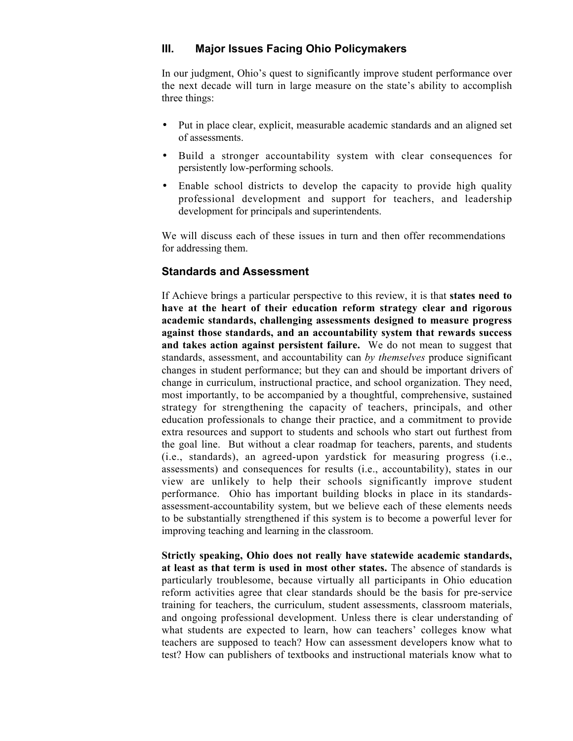## III. Major Issues Facing Ohio Policymakers

In our judgment, Ohio's quest to significantly improve student performance over the next decade will turn in large measure on the state's ability to accomplish three things:

- Put in place clear, explicit, measurable academic standards and an aligned set of assessments.
- Build a stronger accountability system with clear consequences for persistently low-performing schools.
- Enable school districts to develop the capacity to provide high quality professional development and support for teachers, and leadership development for principals and superintendents.

We will discuss each of these issues in turn and then offer recommendations for addressing them.

### Standards and Assessment

If Achieve brings a particular perspective to this review, it is that **states need to have at the heart of their education reform strategy clear and rigorous academic standards, challenging assessments designed to measure progress against those standards, and an accountability system that rewards success and takes action against persistent failure.** We do not mean to suggest that standards, assessment, and accountability can *by themselves* produce significant changes in student performance; but they can and should be important drivers of change in curriculum, instructional practice, and school organization. They need, most importantly, to be accompanied by a thoughtful, comprehensive, sustained strategy for strengthening the capacity of teachers, principals, and other education professionals to change their practice, and a commitment to provide extra resources and support to students and schools who start out furthest from the goal line. But without a clear roadmap for teachers, parents, and students (i.e., standards), an agreed-upon yardstick for measuring progress (i.e., assessments) and consequences for results (i.e., accountability), states in our view are unlikely to help their schools significantly improve student performance. Ohio has important building blocks in place in its standards-assessment-accountability system, but we believe each of these elements needs to be substantially strengthened if this system is to become a powerful lever for improving teaching and learning in the classroom.

**Strictly speaking, Ohio does not really have statewide academic standards, at least as that term is used in most other states.** The absence of standards is particularly troublesome, because virtually all participants in Ohio education reform activities agree that clear standards should be the basis for pre-service training for teachers, the curriculum, student assessments, classroom materials, and ongoing professional development. Unless there is clear understanding of what students are expected to learn, how can teachers' colleges know what teachers are supposed to teach? How can assessment developers know what to test? How can publishers of textbooks and instructional materials know what to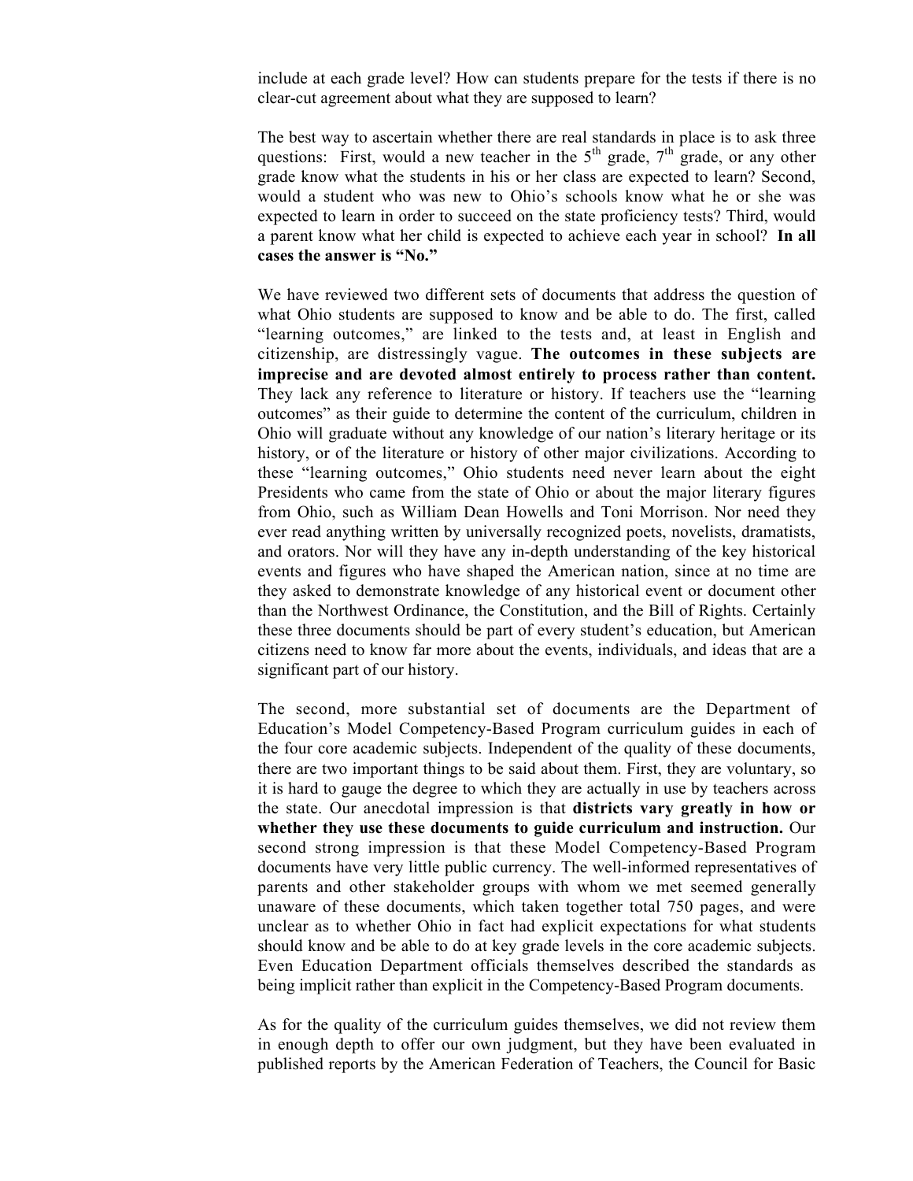include at each grade level? How can students prepare for the tests if there is no clear-cut agreement about what they are supposed to learn?

The best way to ascertain whether there are real standards in place is to ask three questions: First, would a new teacher in the 5th grade, 7th grade, or any other grade know what the students in his or her class are expected to learn? Second, would a student who was new to Ohio's schools know what he or she was expected to learn in order to succeed on the state proficiency tests? Third, would a parent know what her child is expected to achieve each year in school? **In all cases the answer is "No."**

We have reviewed two different sets of documents that address the question of what Ohio students are supposed to know and be able to do. The first, called "learning outcomes," are linked to the tests and, at least in English and citizenship, are distressingly vague. **The outcomes in these subjects are imprecise and are devoted almost entirely to process rather than content.** They lack any reference to literature or history. If teachers use the "learning outcomes" as their guide to determine the content of the curriculum, children in Ohio will graduate without any knowledge of our nation's literary heritage or its history, or of the literature or history of other major civilizations. According to these "learning outcomes," Ohio students need never learn about the eight Presidents who came from the state of Ohio or about the major literary figures from Ohio, such as William Dean Howells and Toni Morrison. Nor need they ever read anything written by universally recognized poets, novelists, dramatists, and orators. Nor will they have any in-depth understanding of the key historical events and figures who have shaped the American nation, since at no time are they asked to demonstrate knowledge of any historical event or document other than the Northwest Ordinance, the Constitution, and the Bill of Rights. Certainly these three documents should be part of every student's education, but American citizens need to know far more about the events, individuals, and ideas that are a significant part of our history.

The second, more substantial set of documents are the Department of Education's Model Competency-Based Program curriculum guides in each of the four core academic subjects. Independent of the quality of these documents, there are two important things to be said about them. First, they are voluntary, so it is hard to gauge the degree to which they are actually in use by teachers across the state. Our anecdotal impression is that **districts vary greatly in how or whether they use these documents to guide curriculum and instruction.** Our second strong impression is that these Model Competency-Based Program documents have very little public currency. The well-informed representatives of parents and other stakeholder groups with whom we met seemed generally unaware of these documents, which taken together total 750 pages, and were unclear as to whether Ohio in fact had explicit expectations for what students should know and be able to do at key grade levels in the core academic subjects. Even Education Department officials themselves described the standards as being implicit rather than explicit in the Competency-Based Program documents.

As for the quality of the curriculum guides themselves, we did not review them in enough depth to offer our own judgment, but they have been evaluated in published reports by the American Federation of Teachers, the Council for Basic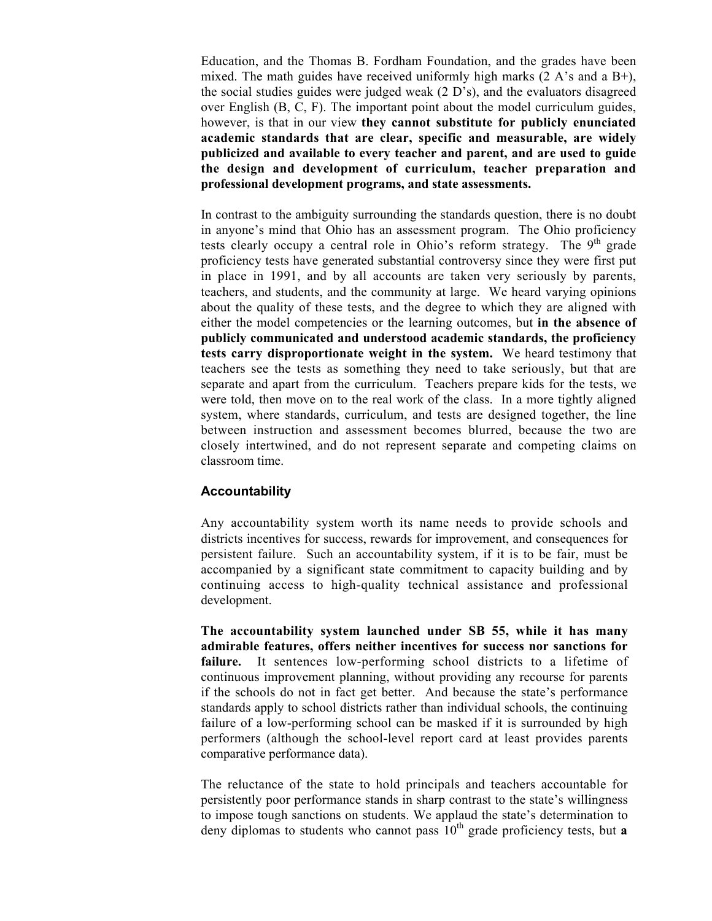Education, and the Thomas B. Fordham Foundation, and the grades have been mixed. The math guides have received uniformly high marks (2 A's and a B+), the social studies guides were judged weak (2 D's), and the evaluators disagreed over English (B, C, F). The important point about the model curriculum guides, however, is that in our view **they cannot substitute for publicly enunciated academic standards that are clear, specific and measurable, are widely publicized and available to every teacher and parent, and are used to guide the design and development of curriculum, teacher preparation and professional development programs, and state assessments.**

In contrast to the ambiguity surrounding the standards question, there is no doubt in anyone's mind that Ohio has an assessment program. The Ohio proficiency tests clearly occupy a central role in Ohio's reform strategy. The 9th grade proficiency tests have generated substantial controversy since they were first put in place in 1991, and by all accounts are taken very seriously by parents, teachers, and students, and the community at large. We heard varying opinions about the quality of these tests, and the degree to which they are aligned with either the model competencies or the learning outcomes, but **in the absence of publicly communicated and understood academic standards, the proficiency tests carry disproportionate weight in the system.** We heard testimony that teachers see the tests as something they need to take seriously, but that are separate and apart from the curriculum. Teachers prepare kids for the tests, we were told, then move on to the real work of the class. In a more tightly aligned system, where standards, curriculum, and tests are designed together, the line between instruction and assessment becomes blurred, because the two are closely intertwined, and do not represent separate and competing claims on classroom time.

### Accountability

Any accountability system worth its name needs to provide schools and districts incentives for success, rewards for improvement, and consequences for persistent failure. Such an accountability system, if it is to be fair, must be accompanied by a significant state commitment to capacity building and by continuing access to high-quality technical assistance and professional development.

**The accountability system launched under SB 55, while it has many admirable features, offers neither incentives for success nor sanctions for failure.** It sentences low-performing school districts to a lifetime of continuous improvement planning, without providing any recourse for parents if the schools do not in fact get better. And because the state's performance standards apply to school districts rather than individual schools, the continuing failure of a low-performing school can be masked if it is surrounded by high performers (although the school-level report card at least provides parents comparative performance data).

The reluctance of the state to hold principals and teachers accountable for persistently poor performance stands in sharp contrast to the state's willingness to impose tough sanctions on students. We applaud the state's determination to deny diplomas to students who cannot pass 10th grade proficiency tests, but **a**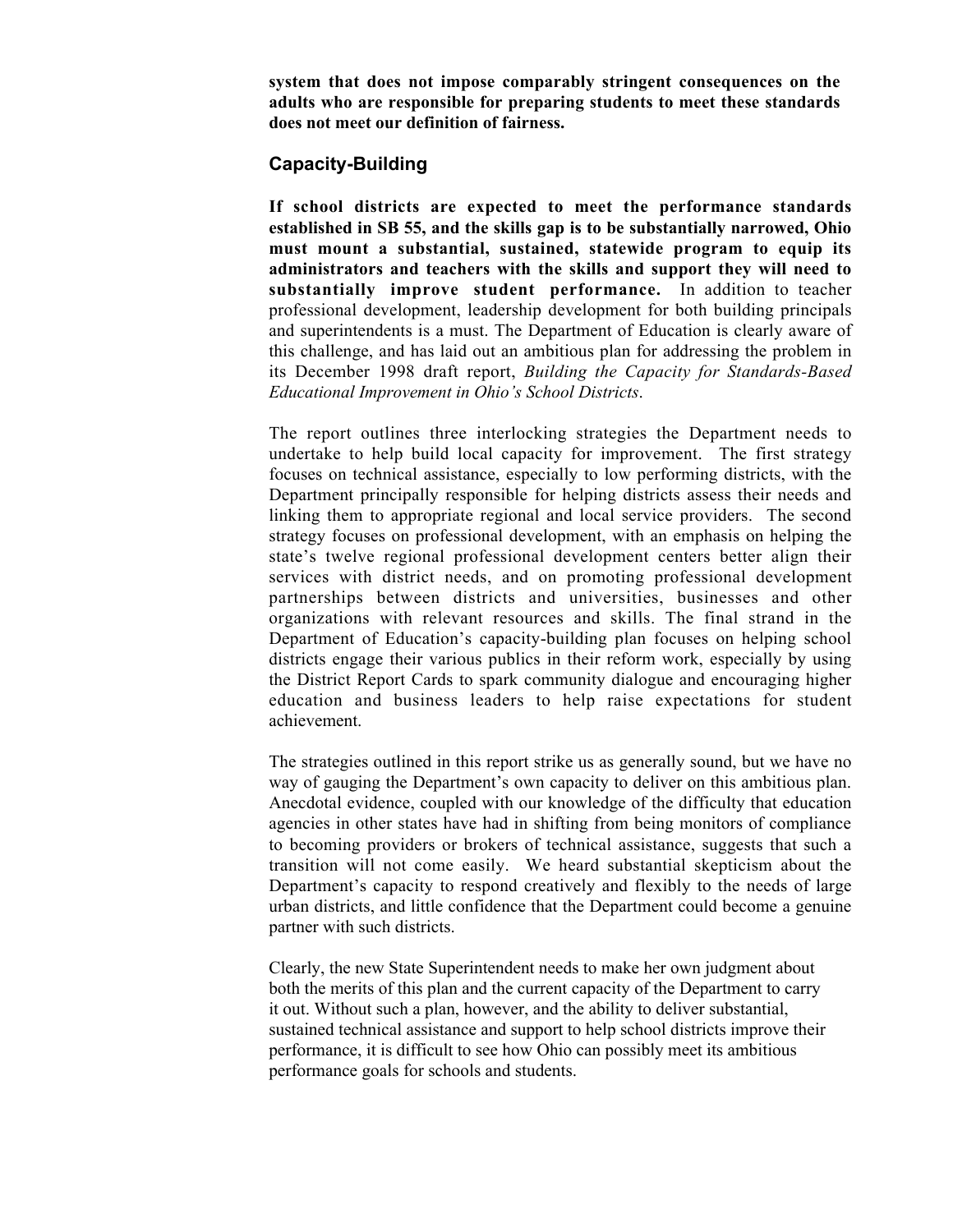**system that does not impose comparably stringent consequences on the adults who are responsible for preparing students to meet these standards does not meet our definition of fairness.**

## Capacity-Building

**If school districts are expected to meet the performance standards established in SB 55, and the skills gap is to be substantially narrowed, Ohio must mount a substantial, sustained, statewide program to equip its administrators and teachers with the skills and support they will need to substantially improve student performance.** In addition to teacher professional development, leadership development for both building principals and superintendents is a must. The Department of Education is clearly aware of this challenge, and has laid out an ambitious plan for addressing the problem in its December 1998 draft report, *Building the Capacity for Standards-Based Educational Improvement in Ohio's School Districts*.

The report outlines three interlocking strategies the Department needs to undertake to help build local capacity for improvement. The first strategy focuses on technical assistance, especially to low performing districts, with the Department principally responsible for helping districts assess their needs and linking them to appropriate regional and local service providers. The second strategy focuses on professional development, with an emphasis on helping the state's twelve regional professional development centers better align their services with district needs, and on promoting professional development partnerships between districts and universities, businesses and other organizations with relevant resources and skills. The final strand in the Department of Education's capacity-building plan focuses on helping school districts engage their various publics in their reform work, especially by using the District Report Cards to spark community dialogue and encouraging higher education and business leaders to help raise expectations for student achievement.

The strategies outlined in this report strike us as generally sound, but we have no way of gauging the Department's own capacity to deliver on this ambitious plan. Anecdotal evidence, coupled with our knowledge of the difficulty that education agencies in other states have had in shifting from being monitors of compliance to becoming providers or brokers of technical assistance, suggests that such a transition will not come easily. We heard substantial skepticism about the Department's capacity to respond creatively and flexibly to the needs of large urban districts, and little confidence that the Department could become a genuine partner with such districts.

Clearly, the new State Superintendent needs to make her own judgment about both the merits of this plan and the current capacity of the Department to carry it out. Without such a plan, however, and the ability to deliver substantial, sustained technical assistance and support to help school districts improve their performance, it is difficult to see how Ohio can possibly meet its ambitious performance goals for schools and students.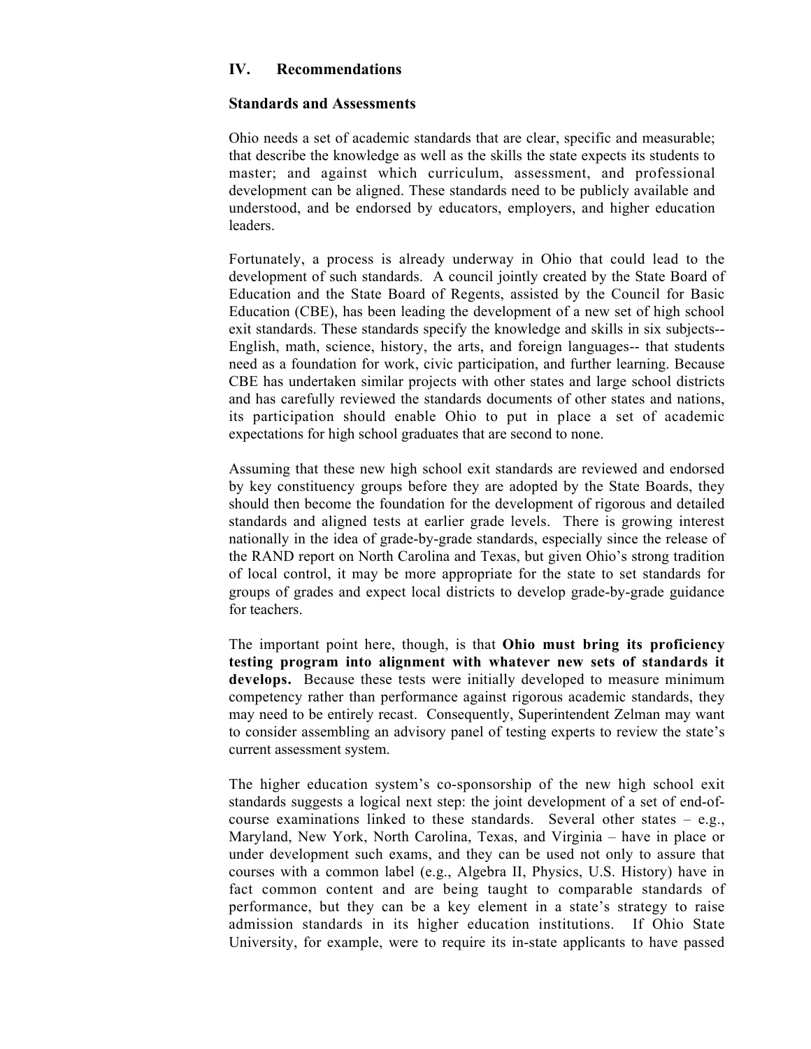## IV. Recommendations

### Standards and Assessments

Ohio needs a set of academic standards that are clear, specific and measurable; that describe the knowledge as well as the skills the state expects its students to master; and against which curriculum, assessment, and professional development can be aligned. These standards need to be publicly available and understood, and be endorsed by educators, employers, and higher education leaders.

Fortunately, a process is already underway in Ohio that could lead to the development of such standards. A council jointly created by the State Board of Education and the State Board of Regents, assisted by the Council for Basic Education (CBE), has been leading the development of a new set of high school exit standards. These standards specify the knowledge and skills in six subjects-- English, math, science, history, the arts, and foreign languages-- that students need as a foundation for work, civic participation, and further learning. Because CBE has undertaken similar projects with other states and large school districts and has carefully reviewed the standards documents of other states and nations, its participation should enable Ohio to put in place a set of academic expectations for high school graduates that are second to none.

Assuming that these new high school exit standards are reviewed and endorsed by key constituency groups before they are adopted by the State Boards, they should then become the foundation for the development of rigorous and detailed standards and aligned tests at earlier grade levels. There is growing interest nationally in the idea of grade-by-grade standards, especially since the release of the RAND report on North Carolina and Texas, but given Ohio's strong tradition of local control, it may be more appropriate for the state to set standards for groups of grades and expect local districts to develop grade-by-grade guidance for teachers.

The important point here, though, is that **Ohio must bring its proficiency testing program into alignment with whatever new sets of standards it develops.** Because these tests were initially developed to measure minimum competency rather than performance against rigorous academic standards, they may need to be entirely recast. Consequently, Superintendent Zelman may want to consider assembling an advisory panel of testing experts to review the state's current assessment system.

The higher education system's co-sponsorship of the new high school exit standards suggests a logical next step: the joint development of a set of end-of-course examinations linked to these standards. Several other states – e.g., Maryland, New York, North Carolina, Texas, and Virginia – have in place or under development such exams, and they can be used not only to assure that courses with a common label (e.g., Algebra II, Physics, U.S. History) have in fact common content and are being taught to comparable standards of performance, but they can be a key element in a state's strategy to raise admission standards in its higher education institutions. If Ohio State University, for example, were to require its in-state applicants to have passed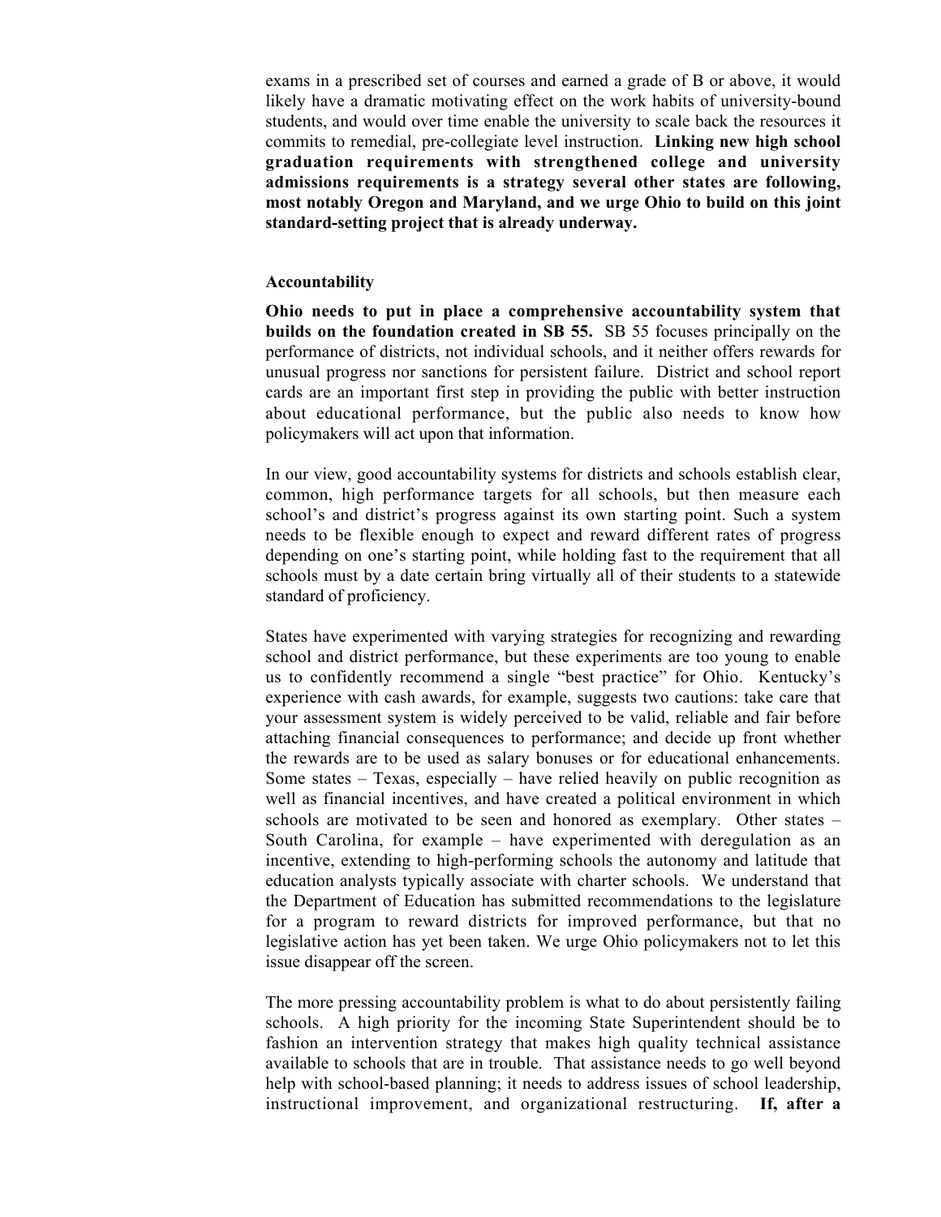exams in a prescribed set of courses and earned a grade of B or above, it would likely have a dramatic motivating effect on the work habits of university-bound students, and would over time enable the university to scale back the resources it commits to remedial, pre-collegiate level instruction. **Linking new high school graduation requirements with strengthened college and university admissions requirements is a strategy several other states are following, most notably Oregon and Maryland, and we urge Ohio to build on this joint standard-setting project that is already underway.**

**Accountability**

**Ohio needs to put in place a comprehensive accountability system that builds on the foundation created in SB 55.** SB 55 focuses principally on the performance of districts, not individual schools, and it neither offers rewards for unusual progress nor sanctions for persistent failure. District and school report cards are an important first step in providing the public with better instruction about educational performance, but the public also needs to know how policymakers will act upon that information.

In our view, good accountability systems for districts and schools establish clear, common, high performance targets for all schools, but then measure each school's and district's progress against its own starting point. Such a system needs to be flexible enough to expect and reward different rates of progress depending on one's starting point, while holding fast to the requirement that all schools must by a date certain bring virtually all of their students to a statewide standard of proficiency.

States have experimented with varying strategies for recognizing and rewarding school and district performance, but these experiments are too young to enable us to confidently recommend a single "best practice" for Ohio. Kentucky's experience with cash awards, for example, suggests two cautions: take care that your assessment system is widely perceived to be valid, reliable and fair before attaching financial consequences to performance; and decide up front whether the rewards are to be used as salary bonuses or for educational enhancements. Some states – Texas, especially – have relied heavily on public recognition as well as financial incentives, and have created a political environment in which schools are motivated to be seen and honored as exemplary. Other states – South Carolina, for example – have experimented with deregulation as an incentive, extending to high-performing schools the autonomy and latitude that education analysts typically associate with charter schools. We understand that the Department of Education has submitted recommendations to the legislature for a program to reward districts for improved performance, but that no legislative action has yet been taken. We urge Ohio policymakers not to let this issue disappear off the screen.

The more pressing accountability problem is what to do about persistently failing schools. A high priority for the incoming State Superintendent should be to fashion an intervention strategy that makes high quality technical assistance available to schools that are in trouble. That assistance needs to go well beyond help with school-based planning; it needs to address issues of school leadership, instructional improvement, and organizational restructuring. **If, after a**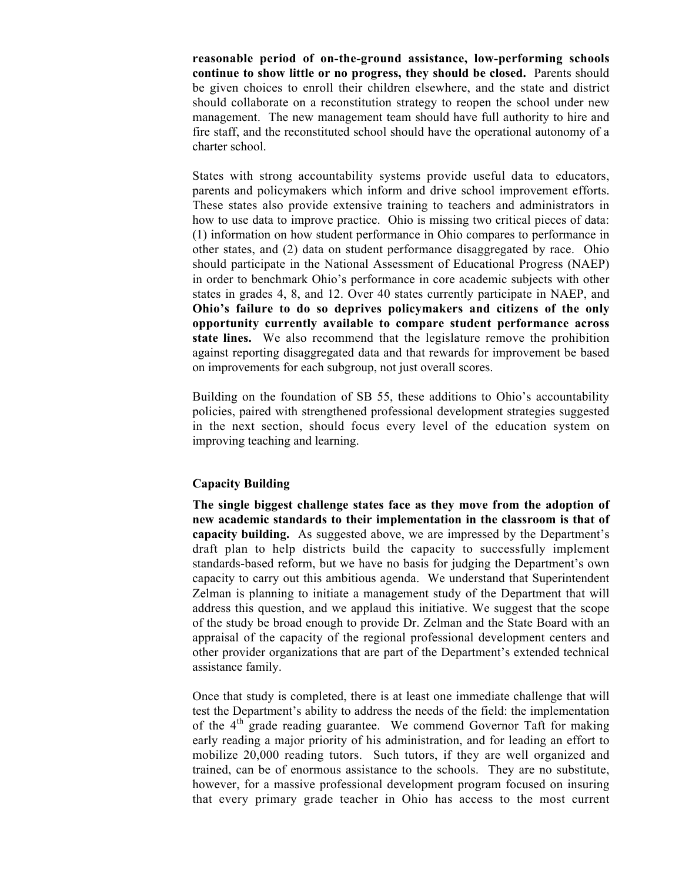**reasonable period of on-the-ground assistance, low-performing schools continue to show little or no progress, they should be closed.** Parents should be given choices to enroll their children elsewhere, and the state and district should collaborate on a reconstitution strategy to reopen the school under new management. The new management team should have full authority to hire and fire staff, and the reconstituted school should have the operational autonomy of a charter school.

States with strong accountability systems provide useful data to educators, parents and policymakers which inform and drive school improvement efforts. These states also provide extensive training to teachers and administrators in how to use data to improve practice. Ohio is missing two critical pieces of data: (1) information on how student performance in Ohio compares to performance in other states, and (2) data on student performance disaggregated by race. Ohio should participate in the National Assessment of Educational Progress (NAEP) in order to benchmark Ohio's performance in core academic subjects with other states in grades 4, 8, and 12. Over 40 states currently participate in NAEP, and **Ohio's failure to do so deprives policymakers and citizens of the only opportunity currently available to compare student performance across state lines.** We also recommend that the legislature remove the prohibition against reporting disaggregated data and that rewards for improvement be based on improvements for each subgroup, not just overall scores.

Building on the foundation of SB 55, these additions to Ohio's accountability policies, paired with strengthened professional development strategies suggested in the next section, should focus every level of the education system on improving teaching and learning.

### Capacity Building

**The single biggest challenge states face as they move from the adoption of new academic standards to their implementation in the classroom is that of capacity building.** As suggested above, we are impressed by the Department's draft plan to help districts build the capacity to successfully implement standards-based reform, but we have no basis for judging the Department's own capacity to carry out this ambitious agenda. We understand that Superintendent Zelman is planning to initiate a management study of the Department that will address this question, and we applaud this initiative. We suggest that the scope of the study be broad enough to provide Dr. Zelman and the State Board with an appraisal of the capacity of the regional professional development centers and other provider organizations that are part of the Department's extended technical assistance family.

Once that study is completed, there is at least one immediate challenge that will test the Department's ability to address the needs of the field: the implementation of the 4th grade reading guarantee. We commend Governor Taft for making early reading a major priority of his administration, and for leading an effort to mobilize 20,000 reading tutors. Such tutors, if they are well organized and trained, can be of enormous assistance to the schools. They are no substitute, however, for a massive professional development program focused on insuring that every primary grade teacher in Ohio has access to the most current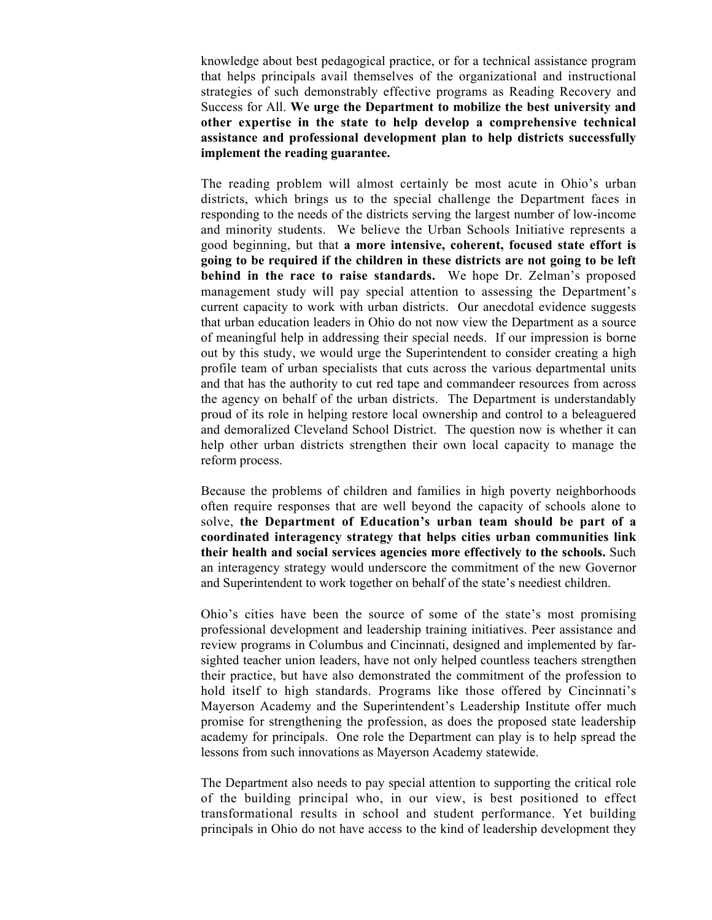knowledge about best pedagogical practice, or for a technical assistance program that helps principals avail themselves of the organizational and instructional strategies of such demonstrably effective programs as Reading Recovery and Success for All. **We urge the Department to mobilize the best university and other expertise in the state to help develop a comprehensive technical assistance and professional development plan to help districts successfully implement the reading guarantee.**

The reading problem will almost certainly be most acute in Ohio's urban districts, which brings us to the special challenge the Department faces in responding to the needs of the districts serving the largest number of low-income and minority students. We believe the Urban Schools Initiative represents a good beginning, but that **a more intensive, coherent, focused state effort is going to be required if the children in these districts are not going to be left behind in the race to raise standards.** We hope Dr. Zelman's proposed management study will pay special attention to assessing the Department's current capacity to work with urban districts. Our anecdotal evidence suggests that urban education leaders in Ohio do not now view the Department as a source of meaningful help in addressing their special needs. If our impression is borne out by this study, we would urge the Superintendent to consider creating a high profile team of urban specialists that cuts across the various departmental units and that has the authority to cut red tape and commandeer resources from across the agency on behalf of the urban districts. The Department is understandably proud of its role in helping restore local ownership and control to a beleaguered and demoralized Cleveland School District. The question now is whether it can help other urban districts strengthen their own local capacity to manage the reform process.

Because the problems of children and families in high poverty neighborhoods often require responses that are well beyond the capacity of schools alone to solve, **the Department of Education's urban team should be part of a coordinated interagency strategy that helps cities urban communities link their health and social services agencies more effectively to the schools.** Such an interagency strategy would underscore the commitment of the new Governor and Superintendent to work together on behalf of the state's neediest children.

Ohio's cities have been the source of some of the state's most promising professional development and leadership training initiatives. Peer assistance and review programs in Columbus and Cincinnati, designed and implemented by far-sighted teacher union leaders, have not only helped countless teachers strengthen their practice, but have also demonstrated the commitment of the profession to hold itself to high standards. Programs like those offered by Cincinnati's Mayerson Academy and the Superintendent's Leadership Institute offer much promise for strengthening the profession, as does the proposed state leadership academy for principals. One role the Department can play is to help spread the lessons from such innovations as Mayerson Academy statewide.

The Department also needs to pay special attention to supporting the critical role of the building principal who, in our view, is best positioned to effect transformational results in school and student performance. Yet building principals in Ohio do not have access to the kind of leadership development they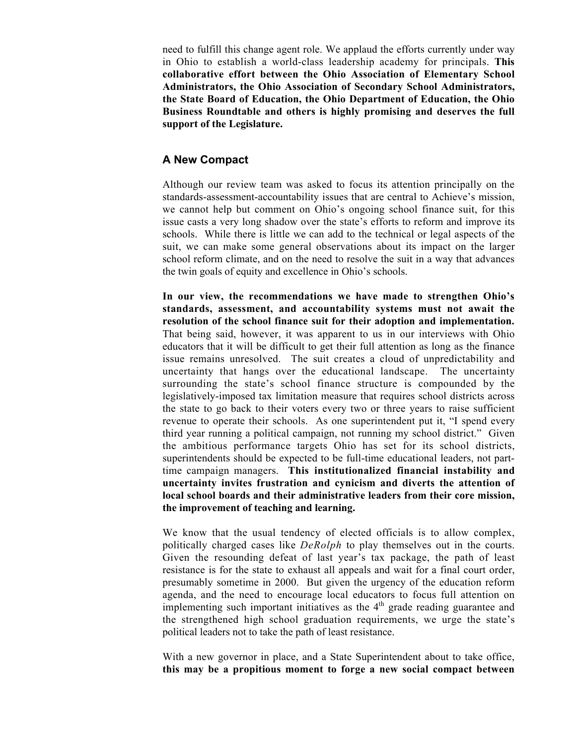need to fulfill this change agent role. We applaud the efforts currently under way in Ohio to establish a world-class leadership academy for principals. **This collaborative effort between the Ohio Association of Elementary School Administrators, the Ohio Association of Secondary School Administrators, the State Board of Education, the Ohio Department of Education, the Ohio Business Roundtable and others is highly promising and deserves the full support of the Legislature.**

## A New Compact

Although our review team was asked to focus its attention principally on the standards-assessment-accountability issues that are central to Achieve's mission, we cannot help but comment on Ohio's ongoing school finance suit, for this issue casts a very long shadow over the state's efforts to reform and improve its schools. While there is little we can add to the technical or legal aspects of the suit, we can make some general observations about its impact on the larger school reform climate, and on the need to resolve the suit in a way that advances the twin goals of equity and excellence in Ohio's schools.

**In our view, the recommendations we have made to strengthen Ohio's standards, assessment, and accountability systems must not await the resolution of the school finance suit for their adoption and implementation.** That being said, however, it was apparent to us in our interviews with Ohio educators that it will be difficult to get their full attention as long as the finance issue remains unresolved. The suit creates a cloud of unpredictability and uncertainty that hangs over the educational landscape. The uncertainty surrounding the state's school finance structure is compounded by the legislatively-imposed tax limitation measure that requires school districts across the state to go back to their voters every two or three years to raise sufficient revenue to operate their schools. As one superintendent put it, "I spend every third year running a political campaign, not running my school district." Given the ambitious performance targets Ohio has set for its school districts, superintendents should be expected to be full-time educational leaders, not part-time campaign managers. **This institutionalized financial instability and uncertainty invites frustration and cynicism and diverts the attention of local school boards and their administrative leaders from their core mission, the improvement of teaching and learning.**

We know that the usual tendency of elected officials is to allow complex, politically charged cases like *DeRolph* to play themselves out in the courts. Given the resounding defeat of last year's tax package, the path of least resistance is for the state to exhaust all appeals and wait for a final court order, presumably sometime in 2000. But given the urgency of the education reform agenda, and the need to encourage local educators to focus full attention on implementing such important initiatives as the 4th grade reading guarantee and the strengthened high school graduation requirements, we urge the state's political leaders not to take the path of least resistance.

With a new governor in place, and a State Superintendent about to take office, **this may be a propitious moment to forge a new social compact between**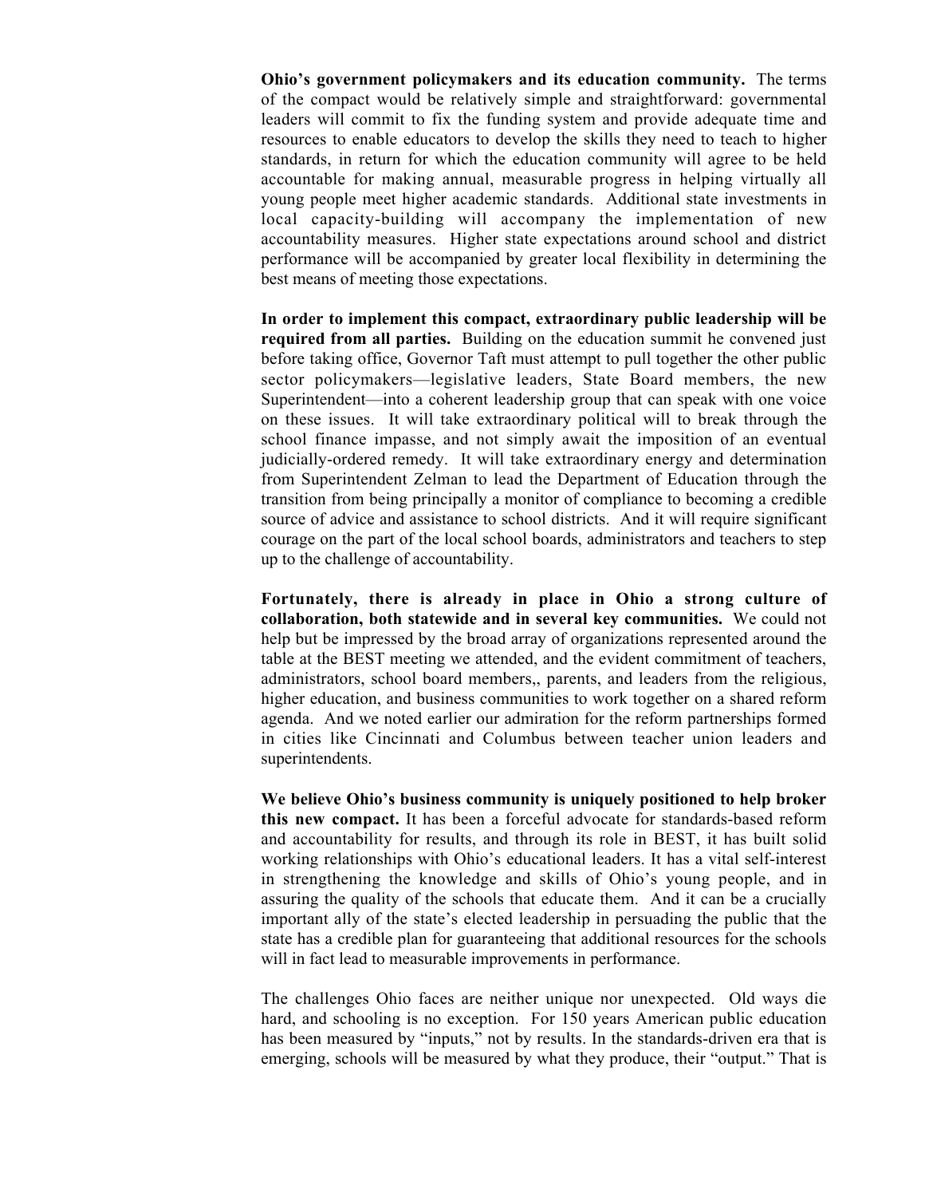**Ohio's government policymakers and its education community.** The terms of the compact would be relatively simple and straightforward: governmental leaders will commit to fix the funding system and provide adequate time and resources to enable educators to develop the skills they need to teach to higher standards, in return for which the education community will agree to be held accountable for making annual, measurable progress in helping virtually all young people meet higher academic standards. Additional state investments in local capacity-building will accompany the implementation of new accountability measures. Higher state expectations around school and district performance will be accompanied by greater local flexibility in determining the best means of meeting those expectations.

**In order to implement this compact, extraordinary public leadership will be required from all parties.** Building on the education summit he convened just before taking office, Governor Taft must attempt to pull together the other public sector policymakers—legislative leaders, State Board members, the new Superintendent—into a coherent leadership group that can speak with one voice on these issues. It will take extraordinary political will to break through the school finance impasse, and not simply await the imposition of an eventual judicially-ordered remedy. It will take extraordinary energy and determination from Superintendent Zelman to lead the Department of Education through the transition from being principally a monitor of compliance to becoming a credible source of advice and assistance to school districts. And it will require significant courage on the part of the local school boards, administrators and teachers to step up to the challenge of accountability.

**Fortunately, there is already in place in Ohio a strong culture of collaboration, both statewide and in several key communities.** We could not help but be impressed by the broad array of organizations represented around the table at the BEST meeting we attended, and the evident commitment of teachers, administrators, school board members,, parents, and leaders from the religious, higher education, and business communities to work together on a shared reform agenda. And we noted earlier our admiration for the reform partnerships formed in cities like Cincinnati and Columbus between teacher union leaders and superintendents.

**We believe Ohio's business community is uniquely positioned to help broker this new compact.** It has been a forceful advocate for standards-based reform and accountability for results, and through its role in BEST, it has built solid working relationships with Ohio's educational leaders. It has a vital self-interest in strengthening the knowledge and skills of Ohio's young people, and in assuring the quality of the schools that educate them. And it can be a crucially important ally of the state's elected leadership in persuading the public that the state has a credible plan for guaranteeing that additional resources for the schools will in fact lead to measurable improvements in performance.

The challenges Ohio faces are neither unique nor unexpected. Old ways die hard, and schooling is no exception. For 150 years American public education has been measured by "inputs," not by results. In the standards-driven era that is emerging, schools will be measured by what they produce, their "output." That is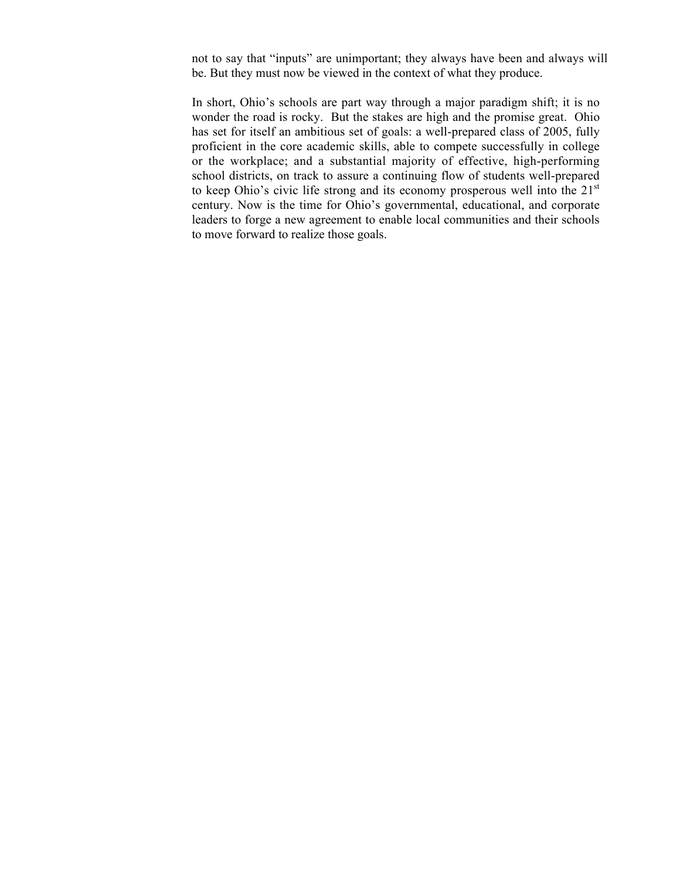not to say that “inputs” are unimportant; they always have been and always will be. But they must now be viewed in the context of what they produce.

In short, Ohio’s schools are part way through a major paradigm shift; it is no wonder the road is rocky. But the stakes are high and the promise great. Ohio has set for itself an ambitious set of goals: a well-prepared class of 2005, fully proficient in the core academic skills, able to compete successfully in college or the workplace; and a substantial majority of effective, high-performing school districts, on track to assure a continuing flow of students well-prepared to keep Ohio’s civic life strong and its economy prosperous well into the 21st century. Now is the time for Ohio’s governmental, educational, and corporate leaders to forge a new agreement to enable local communities and their schools to move forward to realize those goals.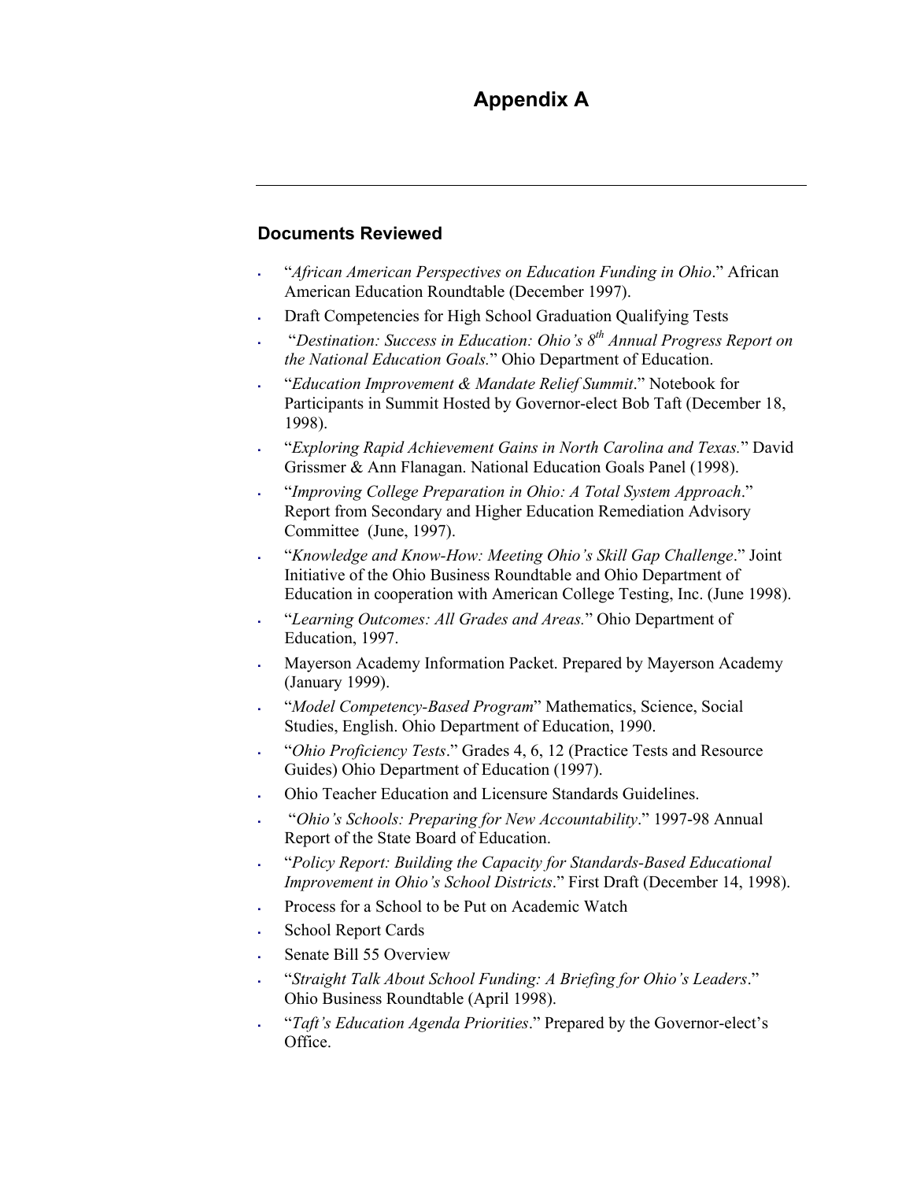# Appendix A

## Documents Reviewed

- "*African American Perspectives on Education Funding in Ohio*." African American Education Roundtable (December 1997).
- Draft Competencies for High School Graduation Qualifying Tests
- "*Destination: Success in Education: Ohio's 8th Annual Progress Report on the National Education Goals.*" Ohio Department of Education.
- "*Education Improvement & Mandate Relief Summit*." Notebook for Participants in Summit Hosted by Governor-elect Bob Taft (December 18, 1998).
- "*Exploring Rapid Achievement Gains in North Carolina and Texas.*" David Grissmer & Ann Flanagan. National Education Goals Panel (1998).
- "*Improving College Preparation in Ohio: A Total System Approach*." Report from Secondary and Higher Education Remediation Advisory Committee (June, 1997).
- "*Knowledge and Know-How: Meeting Ohio's Skill Gap Challenge*." Joint Initiative of the Ohio Business Roundtable and Ohio Department of Education in cooperation with American College Testing, Inc. (June 1998).
- "*Learning Outcomes: All Grades and Areas.*" Ohio Department of Education, 1997.
- Mayerson Academy Information Packet. Prepared by Mayerson Academy (January 1999).
- "*Model Competency-Based Program*" Mathematics, Science, Social Studies, English. Ohio Department of Education, 1990.
- "*Ohio Proficiency Tests*." Grades 4, 6, 12 (Practice Tests and Resource Guides) Ohio Department of Education (1997).
- Ohio Teacher Education and Licensure Standards Guidelines.
- "*Ohio's Schools: Preparing for New Accountability*." 1997-98 Annual Report of the State Board of Education.
- "*Policy Report: Building the Capacity for Standards-Based Educational Improvement in Ohio's School Districts*." First Draft (December 14, 1998).
- Process for a School to be Put on Academic Watch
- School Report Cards
- Senate Bill 55 Overview
- "*Straight Talk About School Funding: A Briefing for Ohio's Leaders*." Ohio Business Roundtable (April 1998).
- "*Taft's Education Agenda Priorities*." Prepared by the Governor-elect's Office.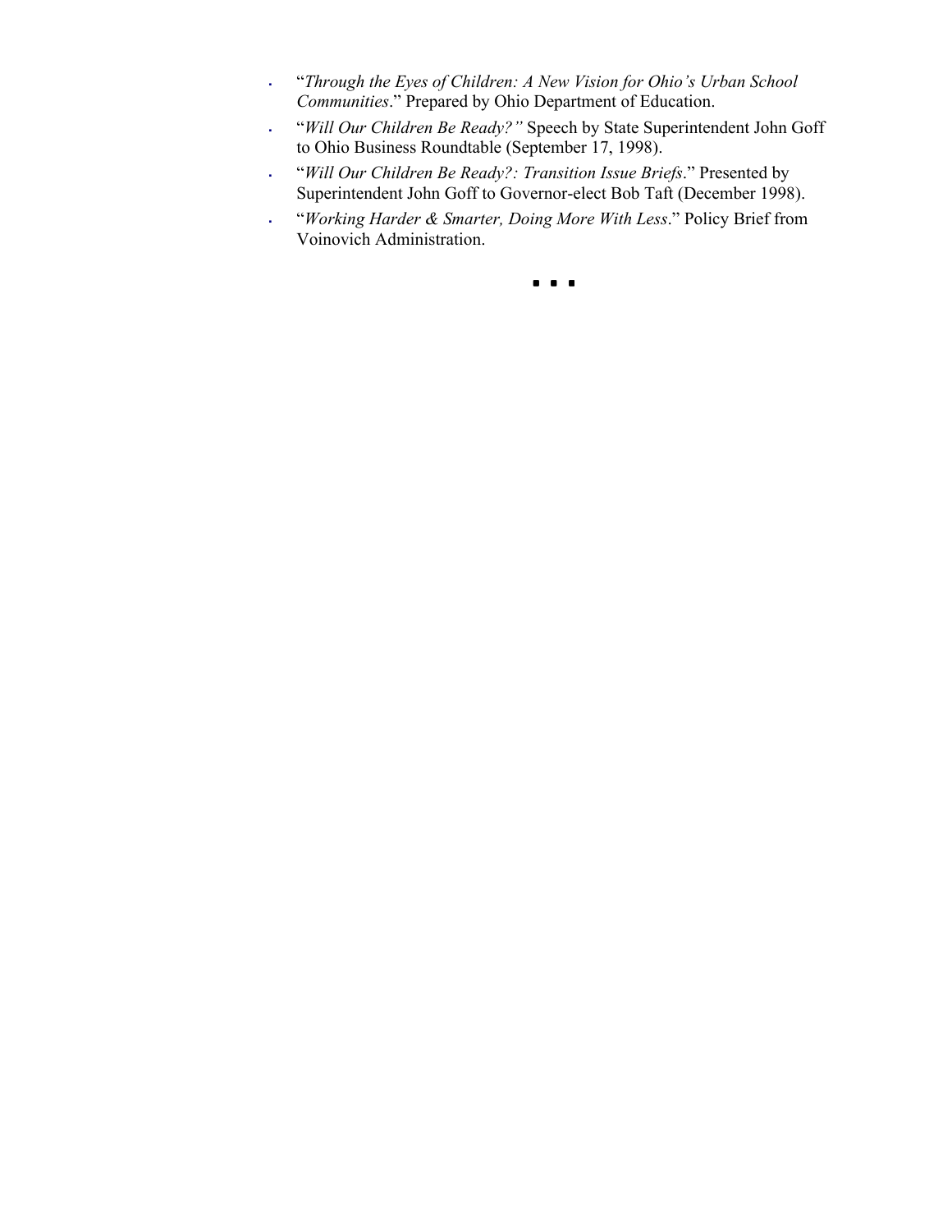- "*Through the Eyes of Children: A New Vision for Ohio's Urban School Communities*." Prepared by Ohio Department of Education.
- "*Will Our Children Be Ready?"* Speech by State Superintendent John Goff to Ohio Business Roundtable (September 17, 1998).
- "*Will Our Children Be Ready?: Transition Issue Briefs*." Presented by Superintendent John Goff to Governor-elect Bob Taft (December 1998).
- "*Working Harder & Smarter, Doing More With Less*." Policy Brief from Voinovich Administration.

▪ ▪ ▪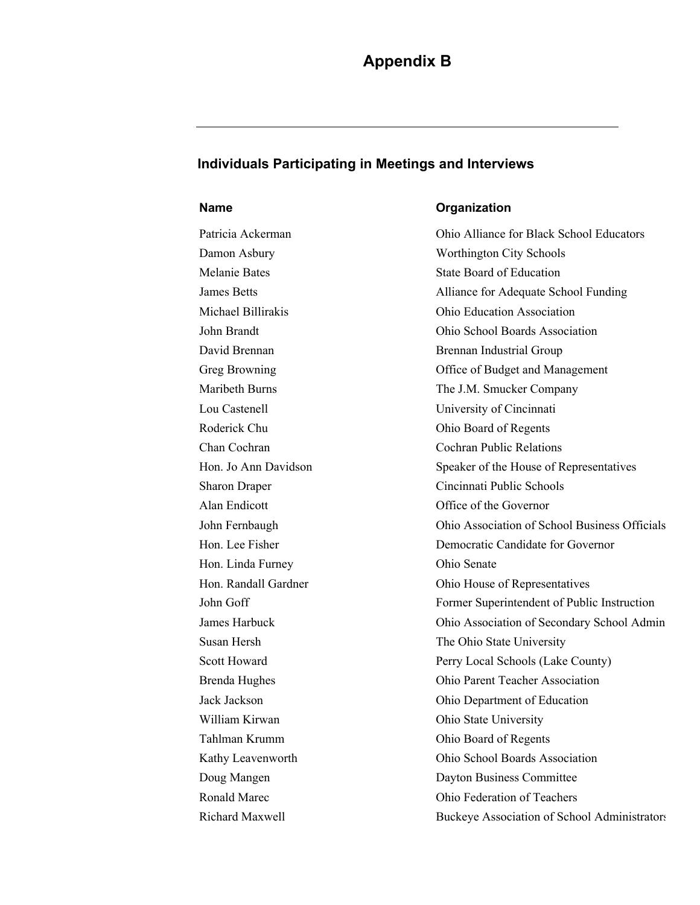# Appendix B

## Individuals Participating in Meetings and Interviews

| Name | Organization |
|---|---|
| Patricia Ackerman | Ohio Alliance for Black School Educators |
| Damon Asbury | Worthington City Schools |
| Melanie Bates | State Board of Education |
| James Betts | Alliance for Adequate School Funding |
| Michael Billirakis | Ohio Education Association |
| John Brandt | Ohio School Boards Association |
| David Brennan | Brennan Industrial Group |
| Greg Browning | Office of Budget and Management |
| Maribeth Burns | The J.M. Smucker Company |
| Lou Castenell | University of Cincinnati |
| Roderick Chu | Ohio Board of Regents |
| Chan Cochran | Cochran Public Relations |
| Hon. Jo Ann Davidson | Speaker of the House of Representatives |
| Sharon Draper | Cincinnati Public Schools |
| Alan Endicott | Office of the Governor |
| John Fernbaugh | Ohio Association of School Business Officials |
| Hon. Lee Fisher | Democratic Candidate for Governor |
| Hon. Linda Furney | Ohio Senate |
| Hon. Randall Gardner | Ohio House of Representatives |
| John Goff | Former Superintendent of Public Instruction |
| James Harbuck | Ohio Association of Secondary School Admin |
| Susan Hersh | The Ohio State University |
| Scott Howard | Perry Local Schools (Lake County) |
| Brenda Hughes | Ohio Parent Teacher Association |
| Jack Jackson | Ohio Department of Education |
| William Kirwan | Ohio State University |
| Tahlman Krumm | Ohio Board of Regents |
| Kathy Leavenworth | Ohio School Boards Association |
| Doug Mangen | Dayton Business Committee |
| Ronald Marec | Ohio Federation of Teachers |
| Richard Maxwell | Buckeye Association of School Administrators |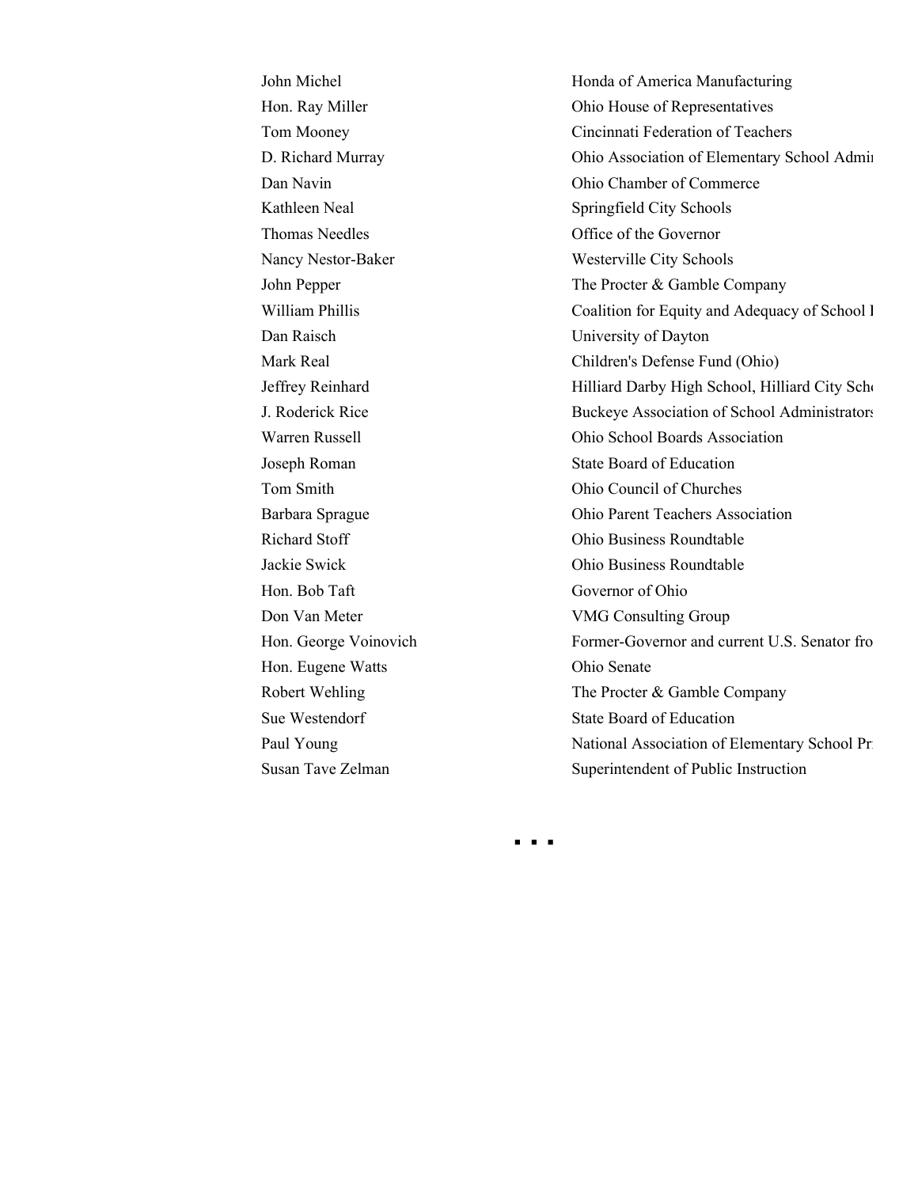| | |
|---|---|
| John Michel | Honda of America Manufacturing |
| Hon. Ray Miller | Ohio House of Representatives |
| Tom Mooney | Cincinnati Federation of Teachers |
| D. Richard Murray | Ohio Association of Elementary School Admi |
| Dan Navin | Ohio Chamber of Commerce |
| Kathleen Neal | Springfield City Schools |
| Thomas Needles | Office of the Governor |
| Nancy Nestor-Baker | Westerville City Schools |
| John Pepper | The Procter & Gamble Company |
| William Phillis | Coalition for Equity and Adequacy of School I |
| Dan Raisch | University of Dayton |
| Mark Real | Children's Defense Fund (Ohio) |
| Jeffrey Reinhard | Hilliard Darby High School, Hilliard City Sch |
| J. Roderick Rice | Buckeye Association of School Administrator |
| Warren Russell | Ohio School Boards Association |
| Joseph Roman | State Board of Education |
| Tom Smith | Ohio Council of Churches |
| Barbara Sprague | Ohio Parent Teachers Association |
| Richard Stoff | Ohio Business Roundtable |
| Jackie Swick | Ohio Business Roundtable |
| Hon. Bob Taft | Governor of Ohio |
| Don Van Meter | VMG Consulting Group |
| Hon. George Voinovich | Former-Governor and current U.S. Senator fro |
| Hon. Eugene Watts | Ohio Senate |
| Robert Wehling | The Procter & Gamble Company |
| Sue Westendorf | State Board of Education |
| Paul Young | National Association of Elementary School Pr |
| Susan Tave Zelman | Superintendent of Public Instruction |

▪ ▪ ▪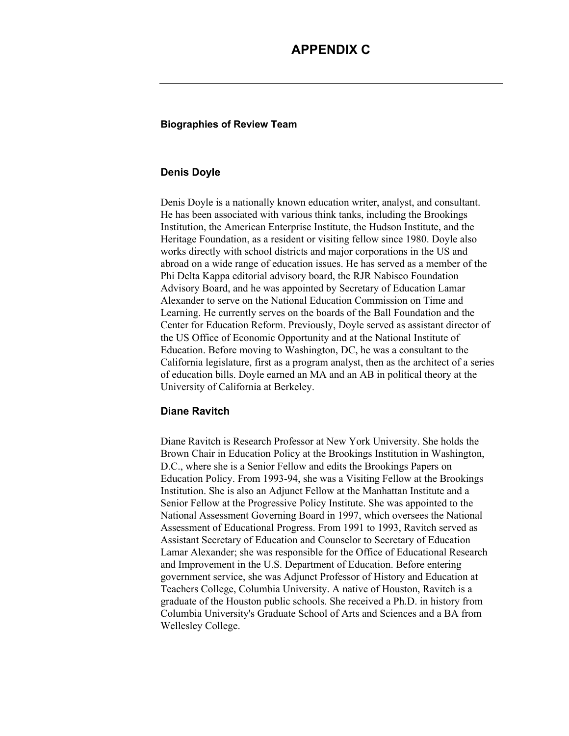# APPENDIX C

---

### Biographies of Review Team

### Denis Doyle

Denis Doyle is a nationally known education writer, analyst, and consultant. He has been associated with various think tanks, including the Brookings Institution, the American Enterprise Institute, the Hudson Institute, and the Heritage Foundation, as a resident or visiting fellow since 1980. Doyle also works directly with school districts and major corporations in the US and abroad on a wide range of education issues. He has served as a member of the Phi Delta Kappa editorial advisory board, the RJR Nabisco Foundation Advisory Board, and he was appointed by Secretary of Education Lamar Alexander to serve on the National Education Commission on Time and Learning. He currently serves on the boards of the Ball Foundation and the Center for Education Reform. Previously, Doyle served as assistant director of the US Office of Economic Opportunity and at the National Institute of Education. Before moving to Washington, DC, he was a consultant to the California legislature, first as a program analyst, then as the architect of a series of education bills. Doyle earned an MA and an AB in political theory at the University of California at Berkeley.

### Diane Ravitch

Diane Ravitch is Research Professor at New York University. She holds the Brown Chair in Education Policy at the Brookings Institution in Washington, D.C., where she is a Senior Fellow and edits the Brookings Papers on Education Policy. From 1993-94, she was a Visiting Fellow at the Brookings Institution. She is also an Adjunct Fellow at the Manhattan Institute and a Senior Fellow at the Progressive Policy Institute. She was appointed to the National Assessment Governing Board in 1997, which oversees the National Assessment of Educational Progress. From 1991 to 1993, Ravitch served as Assistant Secretary of Education and Counselor to Secretary of Education Lamar Alexander; she was responsible for the Office of Educational Research and Improvement in the U.S. Department of Education. Before entering government service, she was Adjunct Professor of History and Education at Teachers College, Columbia University. A native of Houston, Ravitch is a graduate of the Houston public schools. She received a Ph.D. in history from Columbia University's Graduate School of Arts and Sciences and a BA from Wellesley College.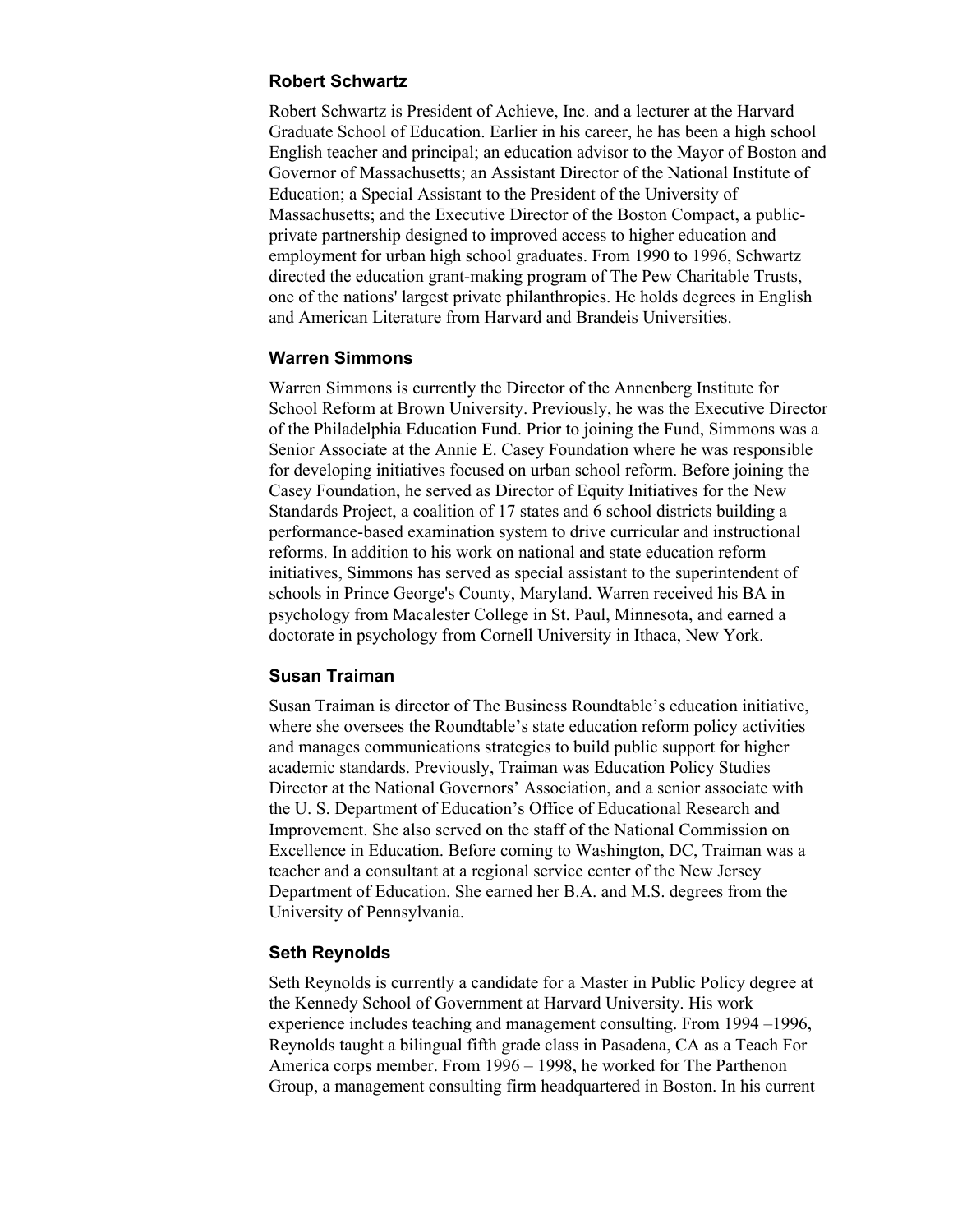### Robert Schwartz

Robert Schwartz is President of Achieve, Inc. and a lecturer at the Harvard Graduate School of Education. Earlier in his career, he has been a high school English teacher and principal; an education advisor to the Mayor of Boston and Governor of Massachusetts; an Assistant Director of the National Institute of Education; a Special Assistant to the President of the University of Massachusetts; and the Executive Director of the Boston Compact, a public-private partnership designed to improved access to higher education and employment for urban high school graduates. From 1990 to 1996, Schwartz directed the education grant-making program of The Pew Charitable Trusts, one of the nations' largest private philanthropies. He holds degrees in English and American Literature from Harvard and Brandeis Universities.

### Warren Simmons

Warren Simmons is currently the Director of the Annenberg Institute for School Reform at Brown University. Previously, he was the Executive Director of the Philadelphia Education Fund. Prior to joining the Fund, Simmons was a Senior Associate at the Annie E. Casey Foundation where he was responsible for developing initiatives focused on urban school reform. Before joining the Casey Foundation, he served as Director of Equity Initiatives for the New Standards Project, a coalition of 17 states and 6 school districts building a performance-based examination system to drive curricular and instructional reforms. In addition to his work on national and state education reform initiatives, Simmons has served as special assistant to the superintendent of schools in Prince George's County, Maryland. Warren received his BA in psychology from Macalester College in St. Paul, Minnesota, and earned a doctorate in psychology from Cornell University in Ithaca, New York.

### Susan Traiman

Susan Traiman is director of The Business Roundtable's education initiative, where she oversees the Roundtable's state education reform policy activities and manages communications strategies to build public support for higher academic standards. Previously, Traiman was Education Policy Studies Director at the National Governors' Association, and a senior associate with the U. S. Department of Education's Office of Educational Research and Improvement. She also served on the staff of the National Commission on Excellence in Education. Before coming to Washington, DC, Traiman was a teacher and a consultant at a regional service center of the New Jersey Department of Education. She earned her B.A. and M.S. degrees from the University of Pennsylvania.

### Seth Reynolds

Seth Reynolds is currently a candidate for a Master in Public Policy degree at the Kennedy School of Government at Harvard University. His work experience includes teaching and management consulting. From 1994 –1996, Reynolds taught a bilingual fifth grade class in Pasadena, CA as a Teach For America corps member. From 1996 – 1998, he worked for The Parthenon Group, a management consulting firm headquartered in Boston. In his current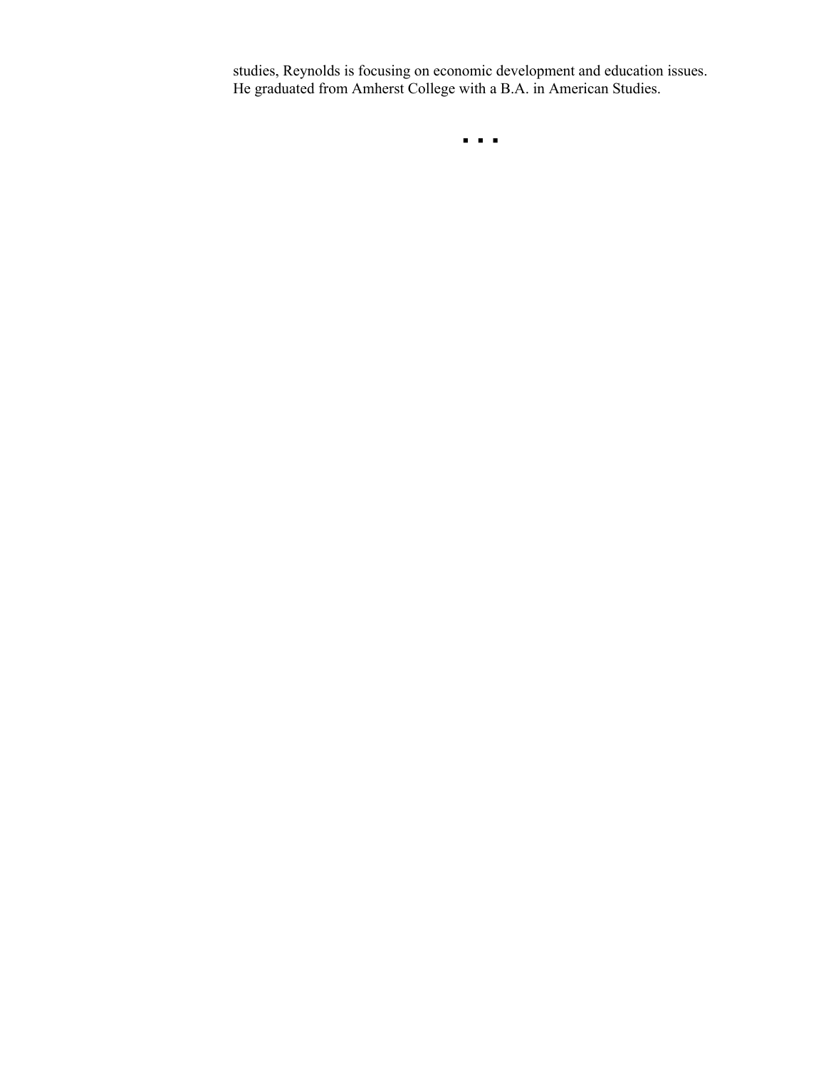studies, Reynolds is focusing on economic development and education issues. He graduated from Amherst College with a B.A. in American Studies.

▪ ▪ ▪